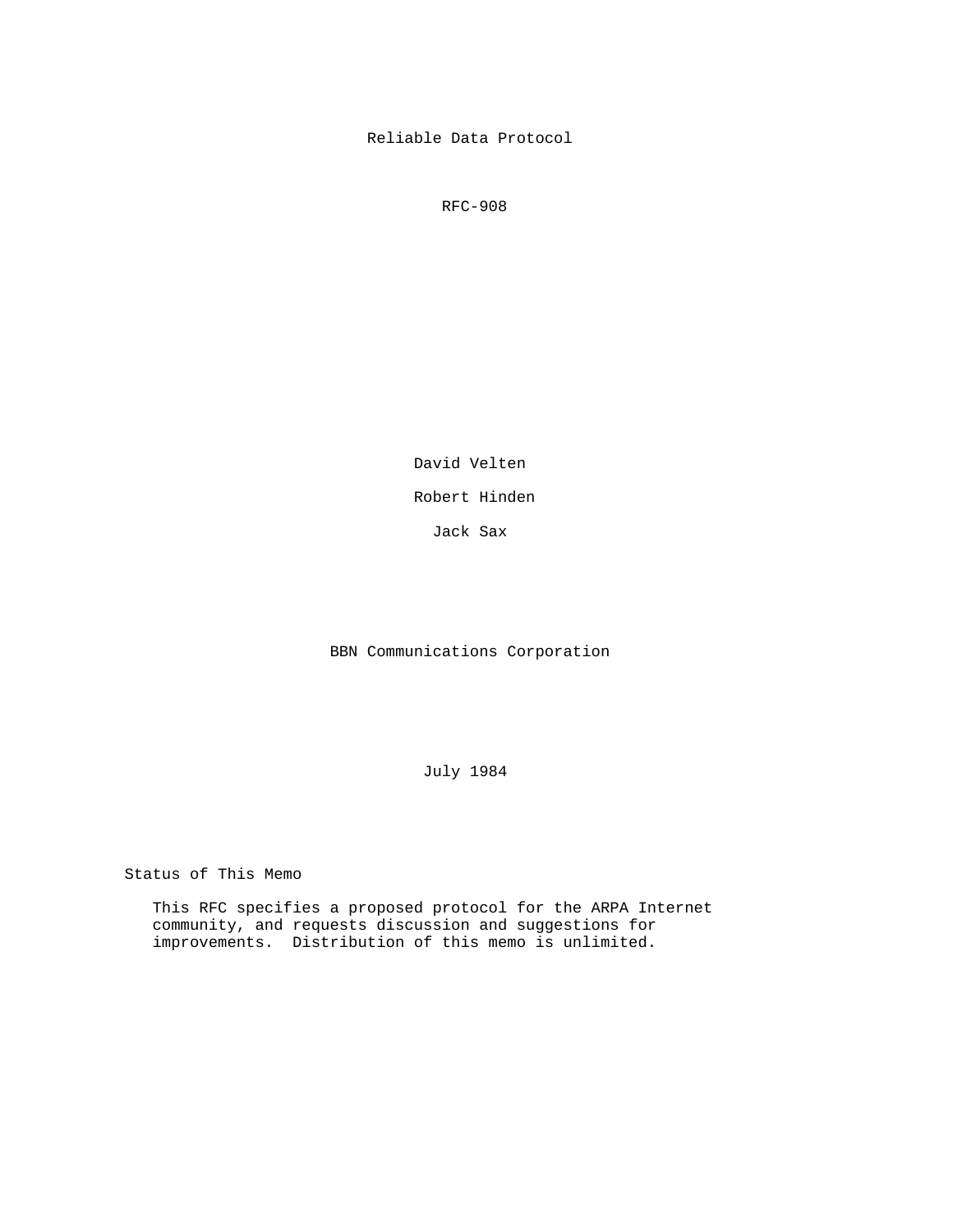# Reliable Data Protocol

RFC-908

David Velten

Robert Hinden

Jack Sax

BBN Communications Corporation

July 1984

## Status of This Memo

This RFC specifies a proposed protocol for the ARPA Internet community, and requests discussion and suggestions for improvements. Distribution of this memo is unlimited.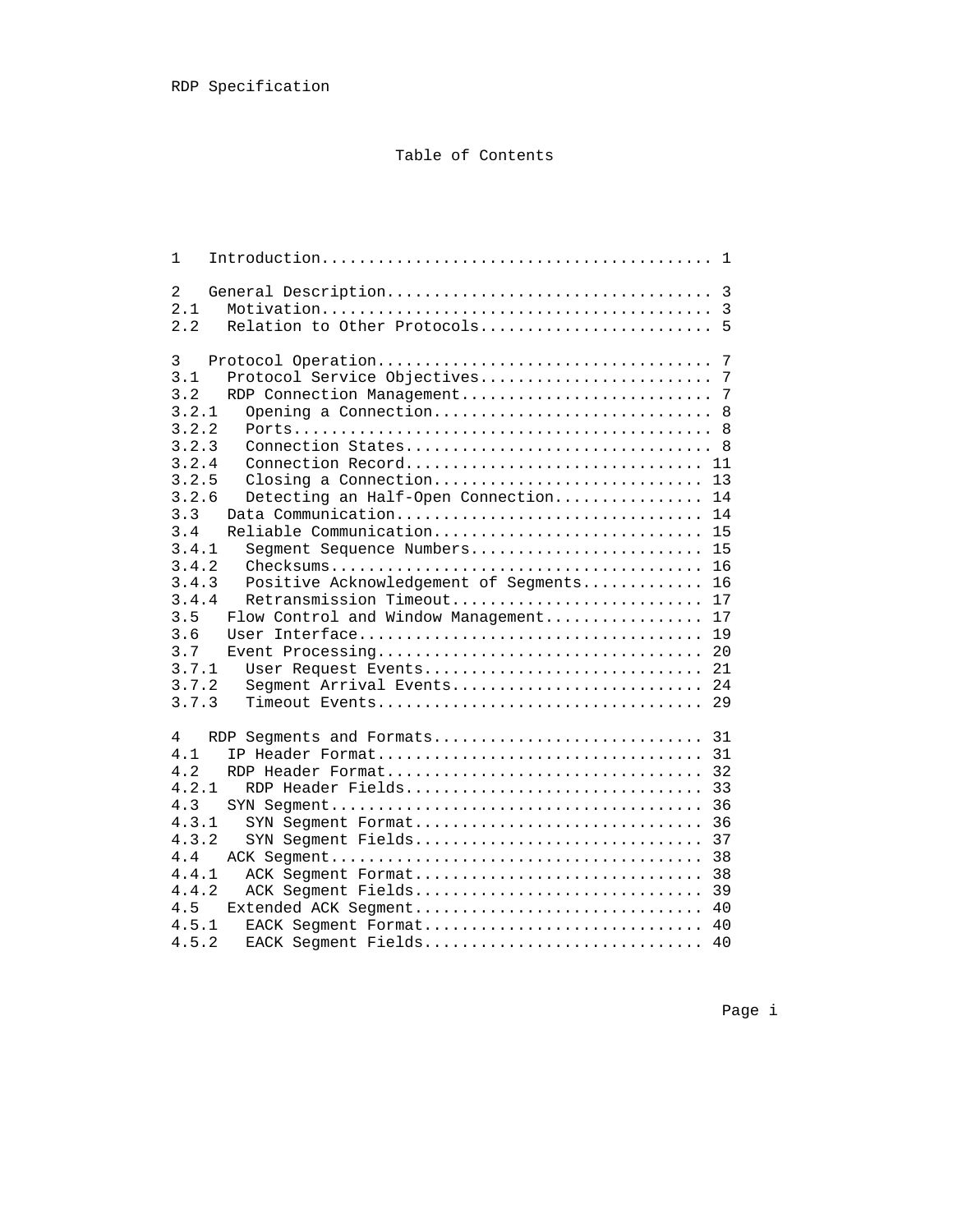# Table of Contents

```
1   Introduction......................................... 1

2   General Description.................................. 3
2.1   Motivation......................................... 3
2.2   Relation to Other Protocols........................ 5

3   Protocol Operation................................... 7
3.1   Protocol Service Objectives........................ 7
3.2   RDP Connection Management.......................... 7
3.2.1   Opening a Connection............................. 8
3.2.2   Ports............................................ 8
3.2.3   Connection States................................ 8
3.2.4   Connection Record............................... 11
3.2.5   Closing a Connection............................ 13
3.2.6   Detecting an Half-Open Connection............... 14
3.3   Data Communication................................ 14
3.4   Reliable Communication............................ 15
3.4.1   Segment Sequence Numbers........................ 15
3.4.2   Checksums....................................... 16
3.4.3   Positive Acknowledgement of Segments............ 16
3.4.4   Retransmission Timeout.......................... 17
3.5   Flow Control and Window Management................ 17
3.6   User Interface.................................... 19
3.7   Event Processing.................................. 20
3.7.1   User Request Events............................. 21
3.7.2   Segment Arrival Events.......................... 24
3.7.3   Timeout Events.................................. 29

4   RDP Segments and Formats............................ 31
4.1   IP Header Format.................................. 31
4.2   RDP Header Format................................. 32
4.2.1   RDP Header Fields............................... 33
4.3   SYN Segment....................................... 36
4.3.1   SYN Segment Format.............................. 36
4.3.2   SYN Segment Fields.............................. 37
4.4   ACK Segment....................................... 38
4.4.1   ACK Segment Format.............................. 38
4.4.2   ACK Segment Fields.............................. 39
4.5   Extended ACK Segment.............................. 40
4.5.1   EACK Segment Format............................. 40
4.5.2   EACK Segment Fields............................. 40
```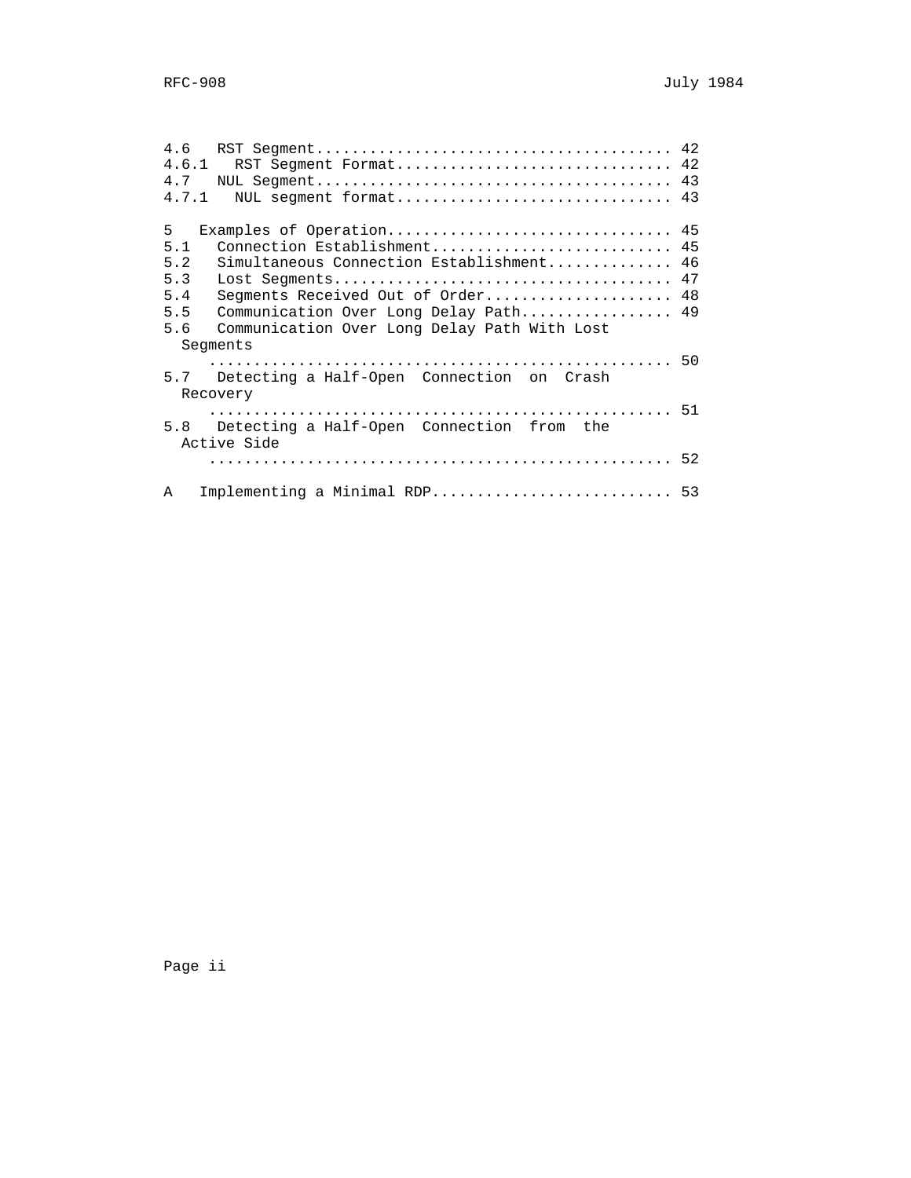```
4.6   RST Segment........................................ 42
4.6.1   RST Segment Format............................... 42
4.7   NUL Segment........................................ 43
4.7.1   NUL segment format............................... 43

5   Examples of Operation................................ 45
5.1   Connection Establishment........................... 45
5.2   Simultaneous Connection Establishment.............. 46
5.3   Lost Segments...................................... 47
5.4   Segments Received Out of Order..................... 48
5.5   Communication Over Long Delay Path................. 49
5.6   Communication Over Long Delay Path With Lost
  Segments
     .................................................... 50
5.7   Detecting a Half-Open  Connection  on  Crash
  Recovery
     .................................................... 51
5.8   Detecting a Half-Open  Connection  from  the
  Active Side
     .................................................... 52

A   Implementing a Minimal RDP........................... 53
```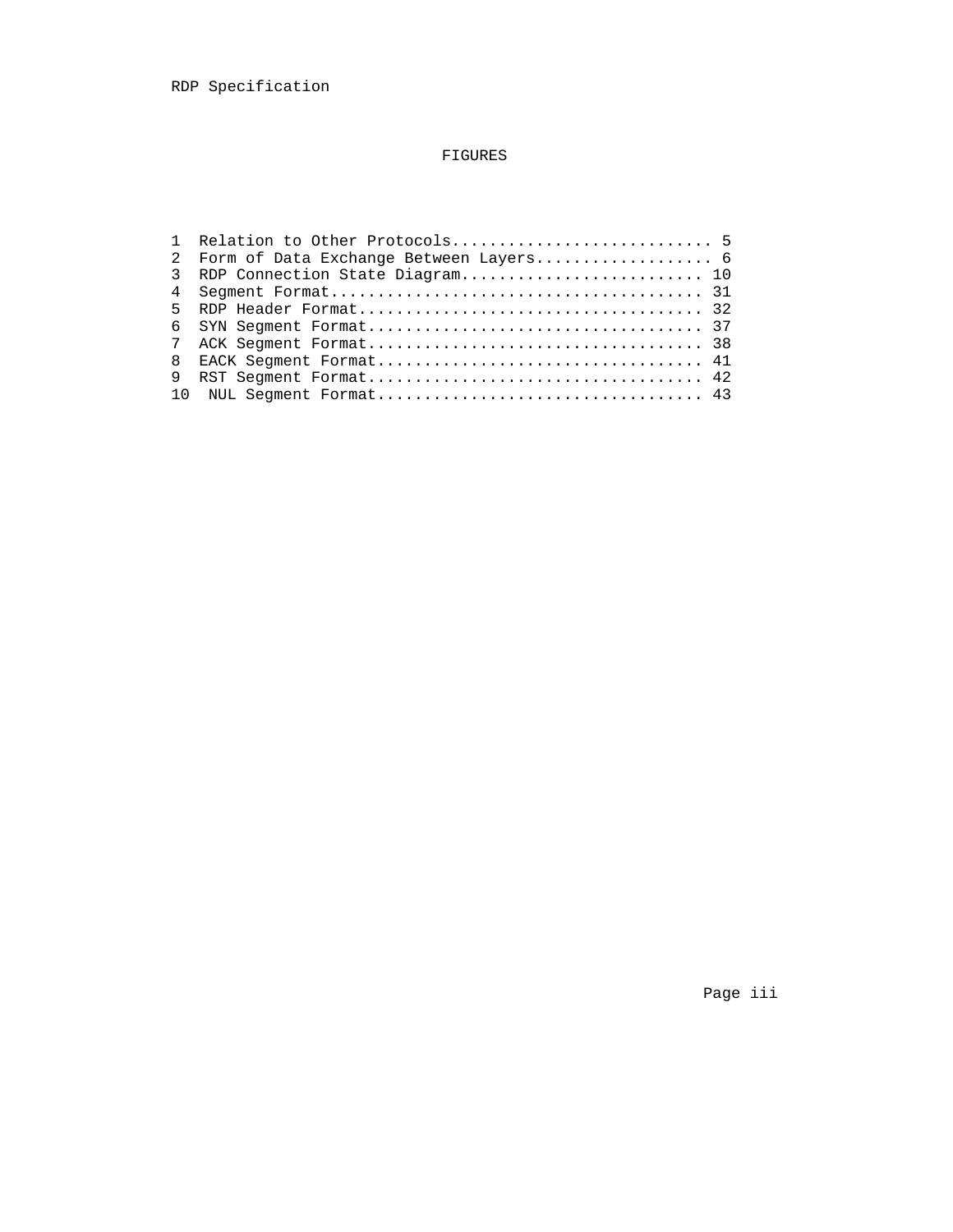# FIGURES

```
1  Relation to Other Protocols............................ 5
2  Form of Data Exchange Between Layers................... 6
3  RDP Connection State Diagram.......................... 10
4  Segment Format........................................ 31
5  RDP Header Format..................................... 32
6  SYN Segment Format.................................... 37
7  ACK Segment Format.................................... 38
8  EACK Segment Format................................... 41
9  RST Segment Format.................................... 42
10  NUL Segment Format................................... 43
```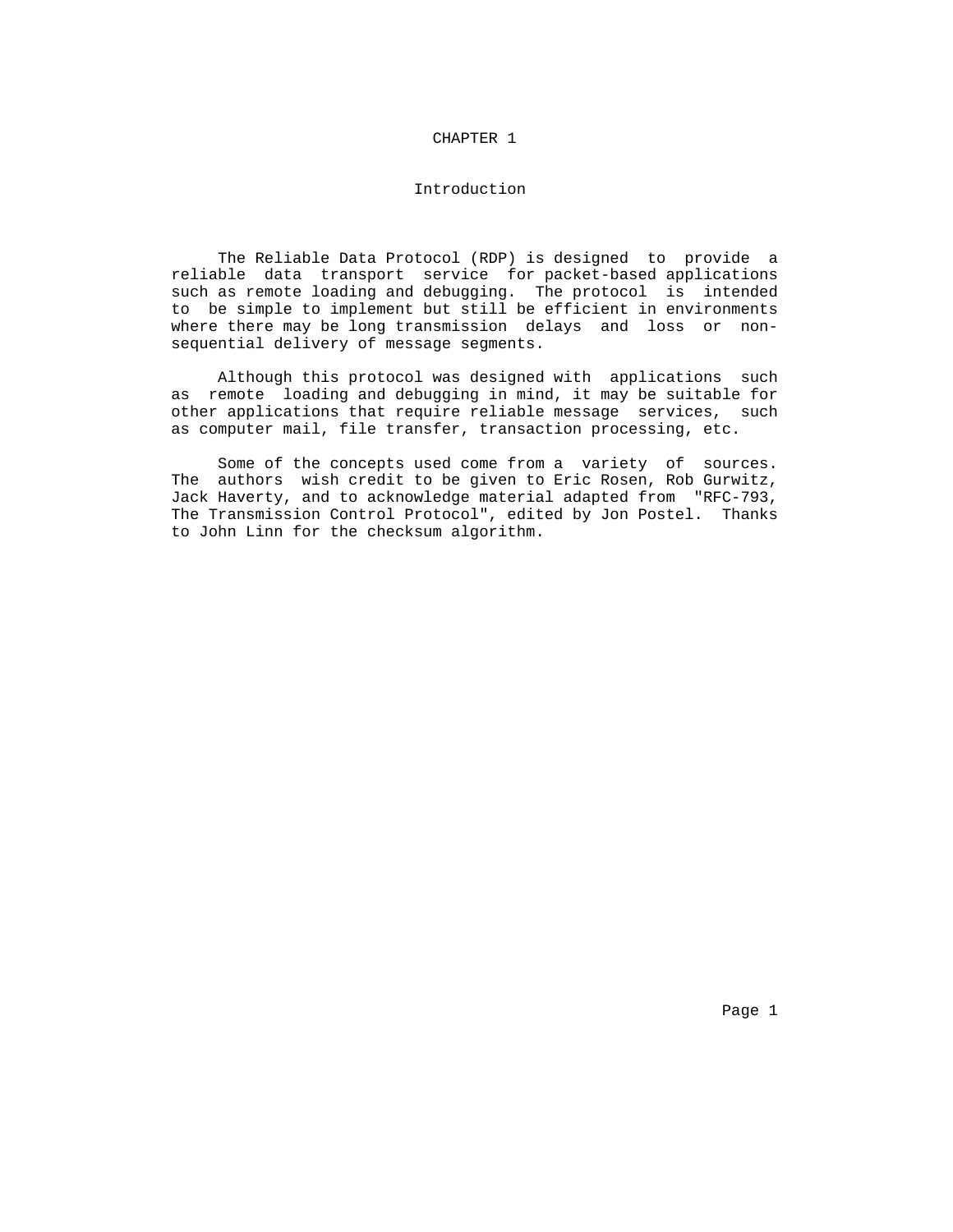# CHAPTER 1

## Introduction

The Reliable Data Protocol (RDP) is designed to provide a reliable data transport service for packet-based applications such as remote loading and debugging. The protocol is intended to be simple to implement but still be efficient in environments where there may be long transmission delays and loss or non-sequential delivery of message segments.

Although this protocol was designed with applications such as remote loading and debugging in mind, it may be suitable for other applications that require reliable message services, such as computer mail, file transfer, transaction processing, etc.

Some of the concepts used come from a variety of sources. The authors wish credit to be given to Eric Rosen, Rob Gurwitz, Jack Haverty, and to acknowledge material adapted from "RFC-793, The Transmission Control Protocol", edited by Jon Postel. Thanks to John Linn for the checksum algorithm.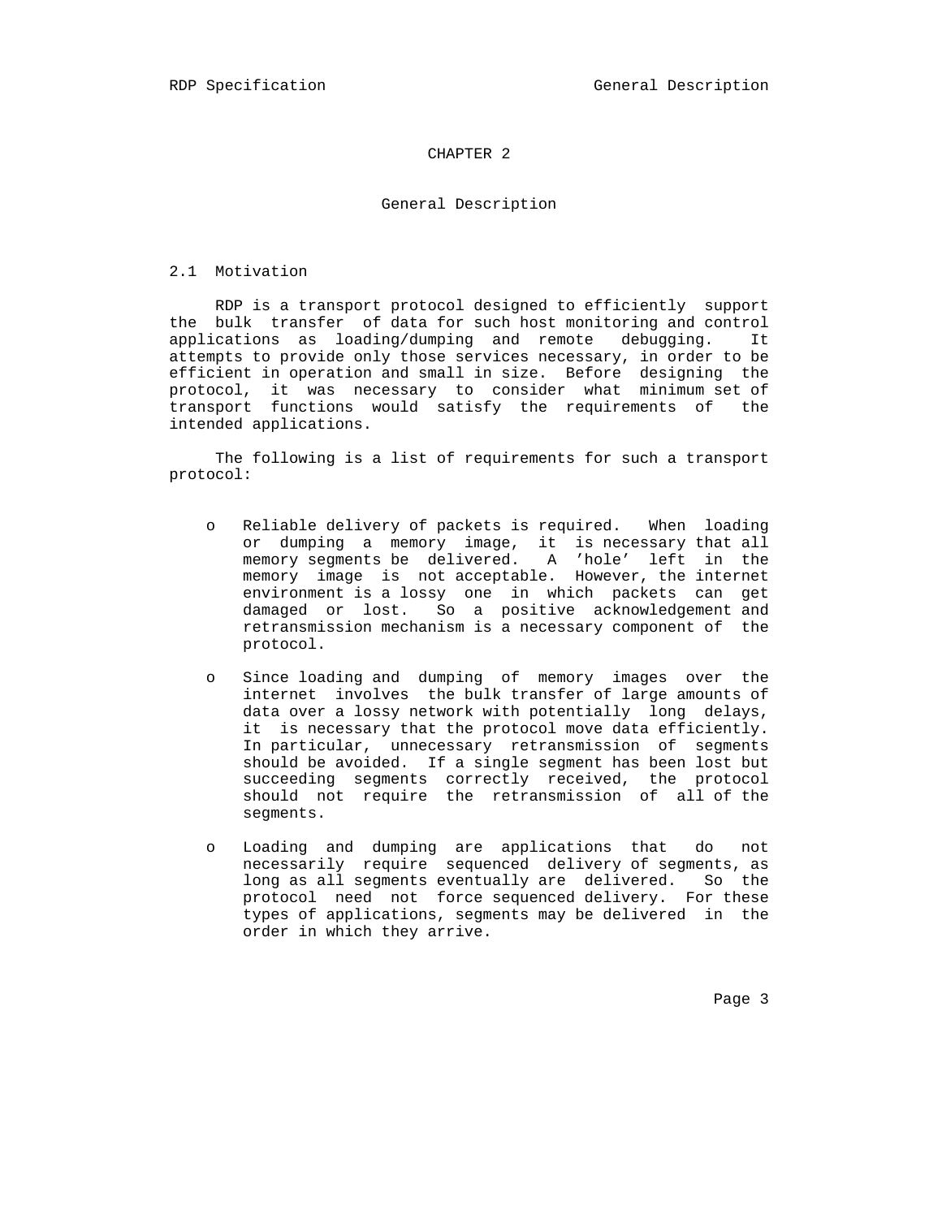# CHAPTER 2

## General Description

### 2.1 Motivation

RDP is a transport protocol designed to efficiently support the bulk transfer of data for such host monitoring and control applications as loading/dumping and remote debugging. It attempts to provide only those services necessary, in order to be efficient in operation and small in size. Before designing the protocol, it was necessary to consider what minimum set of transport functions would satisfy the requirements of the intended applications.

The following is a list of requirements for such a transport protocol:

- Reliable delivery of packets is required. When loading or dumping a memory image, it is necessary that all memory segments be delivered. A 'hole' left in the memory image is not acceptable. However, the internet environment is a lossy one in which packets can get damaged or lost. So a positive acknowledgement and retransmission mechanism is a necessary component of the protocol.

- Since loading and dumping of memory images over the internet involves the bulk transfer of large amounts of data over a lossy network with potentially long delays, it is necessary that the protocol move data efficiently. In particular, unnecessary retransmission of segments should be avoided. If a single segment has been lost but succeeding segments correctly received, the protocol should not require the retransmission of all of the segments.

- Loading and dumping are applications that do not necessarily require sequenced delivery of segments, as long as all segments eventually are delivered. So the protocol need not force sequenced delivery. For these types of applications, segments may be delivered in the order in which they arrive.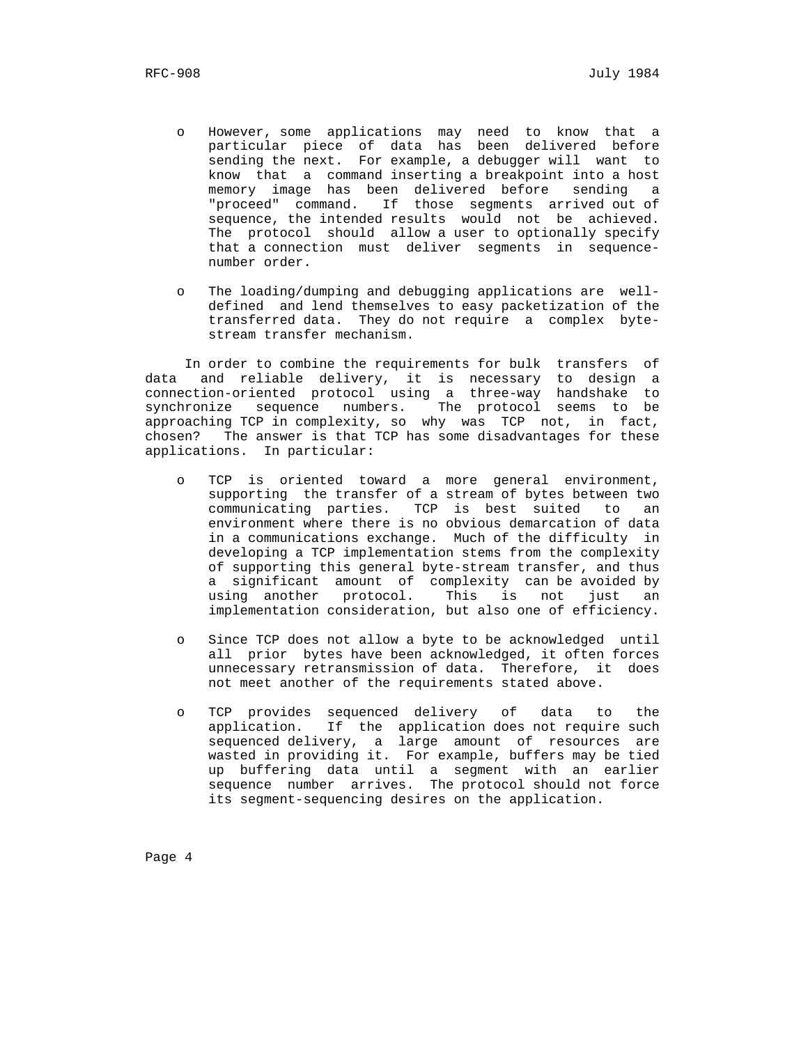- However, some applications may need to know that a particular piece of data has been delivered before sending the next. For example, a debugger will want to know that a command inserting a breakpoint into a host memory image has been delivered before sending a "proceed" command. If those segments arrived out of sequence, the intended results would not be achieved. The protocol should allow a user to optionally specify that a connection must deliver segments in sequence-number order.

- The loading/dumping and debugging applications are well-defined and lend themselves to easy packetization of the transferred data. They do not require a complex byte-stream transfer mechanism.

In order to combine the requirements for bulk transfers of data and reliable delivery, it is necessary to design a connection-oriented protocol using a three-way handshake to synchronize sequence numbers. The protocol seems to be approaching TCP in complexity, so why was TCP not, in fact, chosen? The answer is that TCP has some disadvantages for these applications. In particular:

- TCP is oriented toward a more general environment, supporting the transfer of a stream of bytes between two communicating parties. TCP is best suited to an environment where there is no obvious demarcation of data in a communications exchange. Much of the difficulty in developing a TCP implementation stems from the complexity of supporting this general byte-stream transfer, and thus a significant amount of complexity can be avoided by using another protocol. This is not just an implementation consideration, but also one of efficiency.

- Since TCP does not allow a byte to be acknowledged until all prior bytes have been acknowledged, it often forces unnecessary retransmission of data. Therefore, it does not meet another of the requirements stated above.

- TCP provides sequenced delivery of data to the application. If the application does not require such sequenced delivery, a large amount of resources are wasted in providing it. For example, buffers may be tied up buffering data until a segment with an earlier sequence number arrives. The protocol should not force its segment-sequencing desires on the application.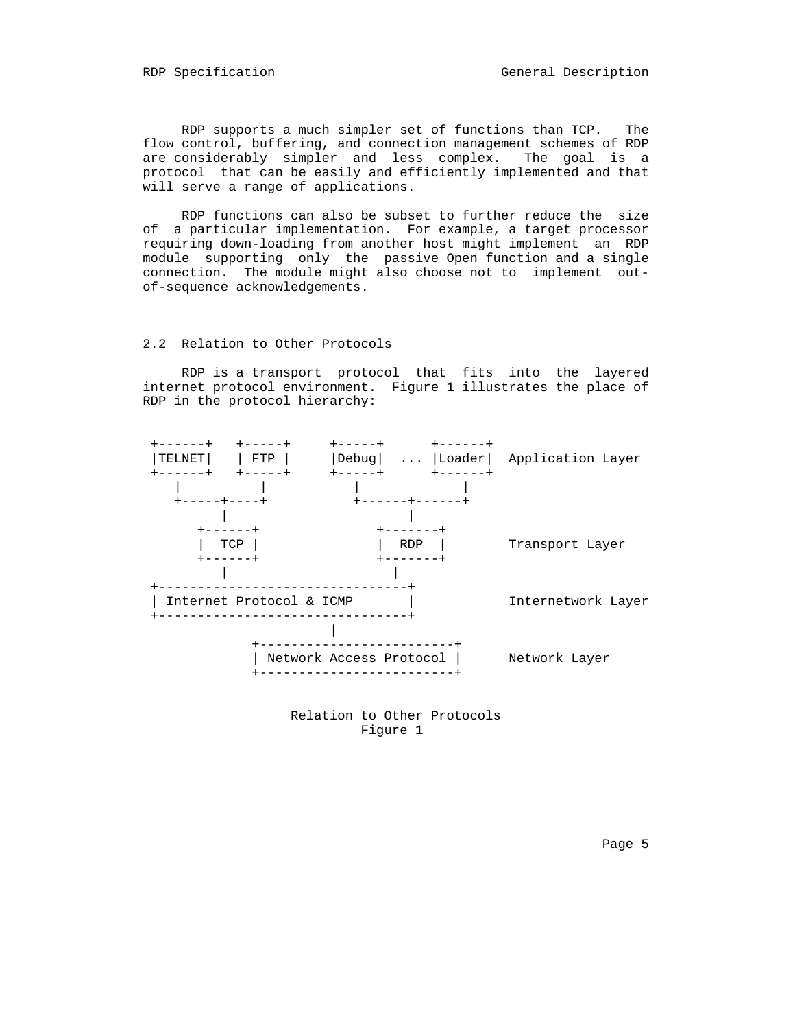RDP supports a much simpler set of functions than TCP. The flow control, buffering, and connection management schemes of RDP are considerably simpler and less complex. The goal is a protocol that can be easily and efficiently implemented and that will serve a range of applications.

RDP functions can also be subset to further reduce the size of a particular implementation. For example, a target processor requiring down-loading from another host might implement an RDP module supporting only the passive Open function and a single connection. The module might also choose not to implement out-of-sequence acknowledgements.

## 2.2 Relation to Other Protocols

RDP is a transport protocol that fits into the layered internet protocol environment. Figure 1 illustrates the place of RDP in the protocol hierarchy:

```
 +------+   +-----+     +-----+      +------+
 |TELNET|   | FTP |     |Debug|  ... |Loader|  Application Layer
 +------+   +-----+     +-----+      +------+
    |          |           |             |
    +-----+----+           +------+------+
          |                       |
       +------+               +-------+
       |  TCP |               |  RDP  |        Transport Layer
       +------+               +-------+
          |                     |
 +--------------------------------+
 | Internet Protocol & ICMP       |            Internetwork Layer
 +--------------------------------+
                        |
             +-------------------------+
             | Network Access Protocol |      Network Layer
             +-------------------------+
```

Relation to Other Protocols
Figure 1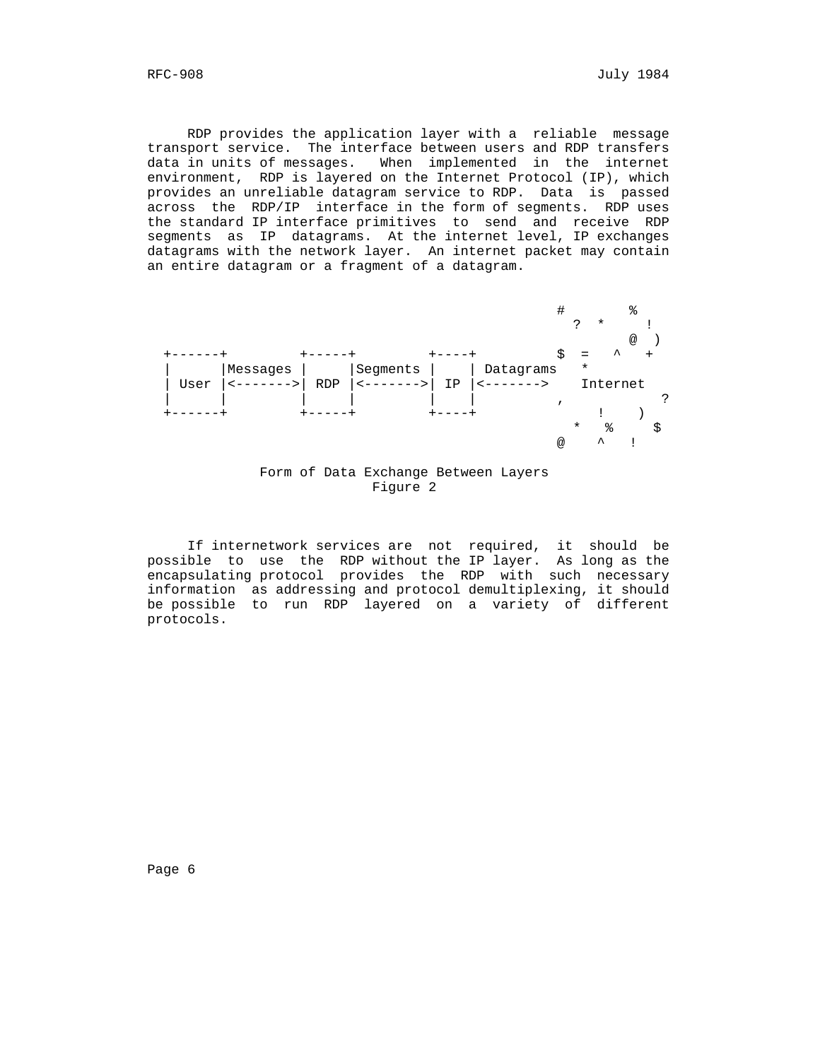RDP provides the application layer with a reliable message transport service. The interface between users and RDP transfers data in units of messages. When implemented in the internet environment, RDP is layered on the Internet Protocol (IP), which provides an unreliable datagram service to RDP. Data is passed across the RDP/IP interface in the form of segments. RDP uses the standard IP interface primitives to send and receive RDP segments as IP datagrams. At the internet level, IP exchanges datagrams with the network layer. An internet packet may contain an entire datagram or a fragment of a datagram.

```
                                                    #        %
                                                      ?  *     !
                                                             @  )
  +------+         +-----+         +----+          $  =   ^   +
  |      |Messages |     |Segments |    | Datagrams   *
  | User |<------->| RDP |<------->| IP |<------->    Internet
  |      |         |     |         |    |          ,          ?
  +------+         +-----+         +----+               !    )
                                                      *   %    $
                                                    @    ^   !
```

Form of Data Exchange Between Layers
Figure 2

If internetwork services are not required, it should be possible to use the RDP without the IP layer. As long as the encapsulating protocol provides the RDP with such necessary information as addressing and protocol demultiplexing, it should be possible to run RDP layered on a variety of different protocols.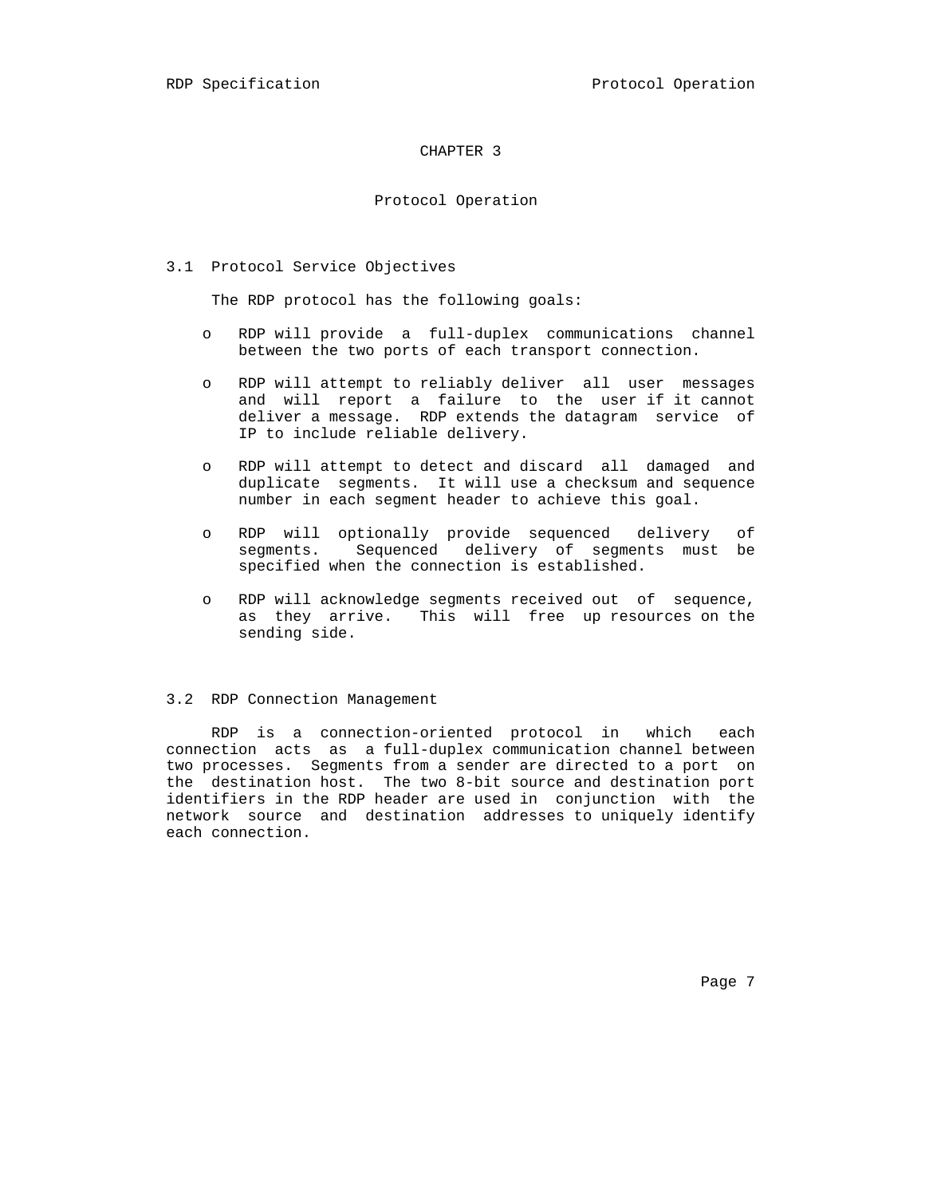# CHAPTER 3

# Protocol Operation

## 3.1 Protocol Service Objectives

The RDP protocol has the following goals:

- RDP will provide a full-duplex communications channel between the two ports of each transport connection.

- RDP will attempt to reliably deliver all user messages and will report a failure to the user if it cannot deliver a message. RDP extends the datagram service of IP to include reliable delivery.

- RDP will attempt to detect and discard all damaged and duplicate segments. It will use a checksum and sequence number in each segment header to achieve this goal.

- RDP will optionally provide sequenced delivery of segments. Sequenced delivery of segments must be specified when the connection is established.

- RDP will acknowledge segments received out of sequence, as they arrive. This will free up resources on the sending side.

## 3.2 RDP Connection Management

RDP is a connection-oriented protocol in which each connection acts as a full-duplex communication channel between two processes. Segments from a sender are directed to a port on the destination host. The two 8-bit source and destination port identifiers in the RDP header are used in conjunction with the network source and destination addresses to uniquely identify each connection.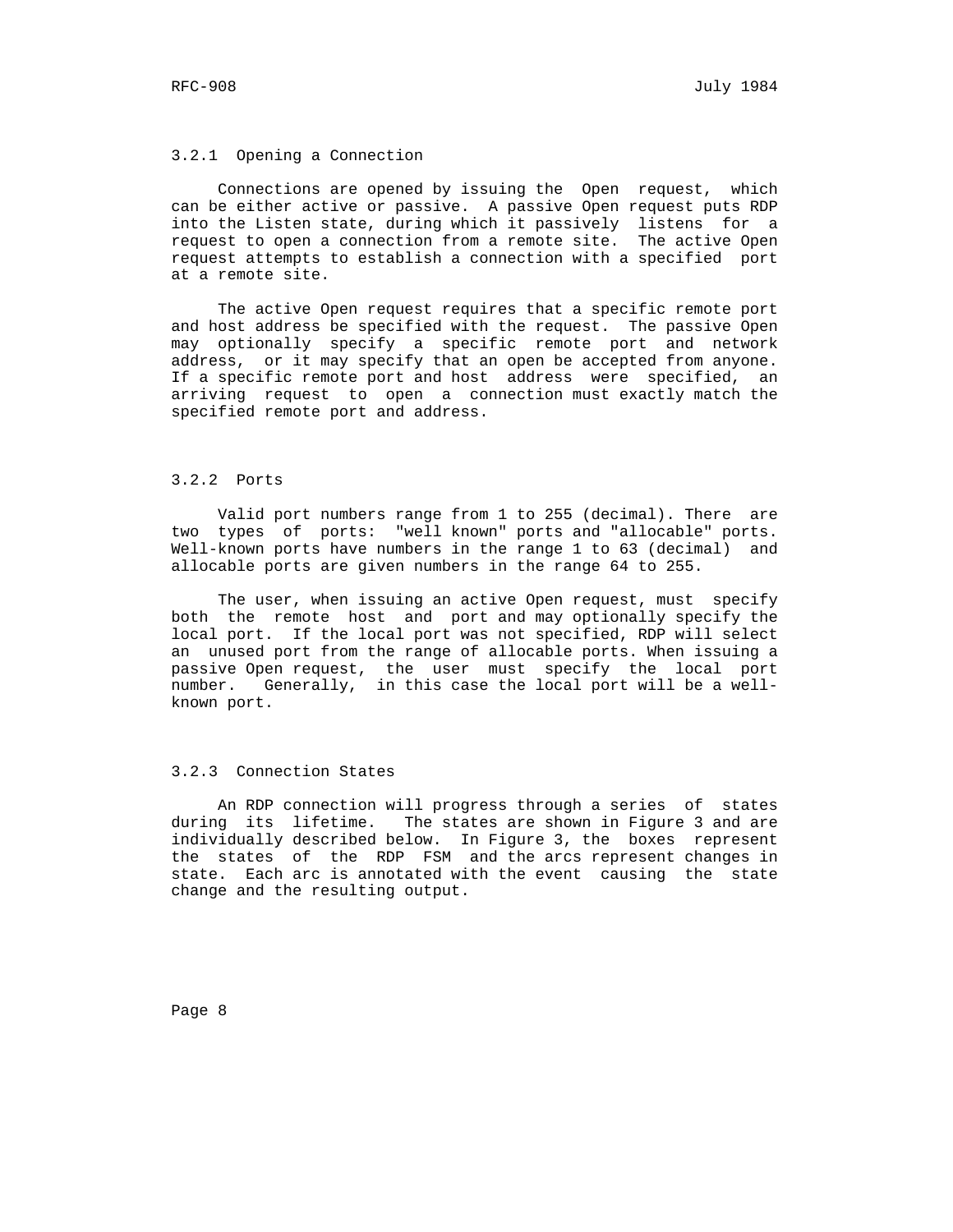### 3.2.1 Opening a Connection

Connections are opened by issuing the Open request, which can be either active or passive. A passive Open request puts RDP into the Listen state, during which it passively listens for a request to open a connection from a remote site. The active Open request attempts to establish a connection with a specified port at a remote site.

The active Open request requires that a specific remote port and host address be specified with the request. The passive Open may optionally specify a specific remote port and network address, or it may specify that an open be accepted from anyone. If a specific remote port and host address were specified, an arriving request to open a connection must exactly match the specified remote port and address.

### 3.2.2 Ports

Valid port numbers range from 1 to 255 (decimal). There are two types of ports: "well known" ports and "allocable" ports. Well-known ports have numbers in the range 1 to 63 (decimal) and allocable ports are given numbers in the range 64 to 255.

The user, when issuing an active Open request, must specify both the remote host and port and may optionally specify the local port. If the local port was not specified, RDP will select an unused port from the range of allocable ports. When issuing a passive Open request, the user must specify the local port number. Generally, in this case the local port will be a well-known port.

### 3.2.3 Connection States

An RDP connection will progress through a series of states during its lifetime. The states are shown in Figure 3 and are individually described below. In Figure 3, the boxes represent the states of the RDP FSM and the arcs represent changes in state. Each arc is annotated with the event causing the state change and the resulting output.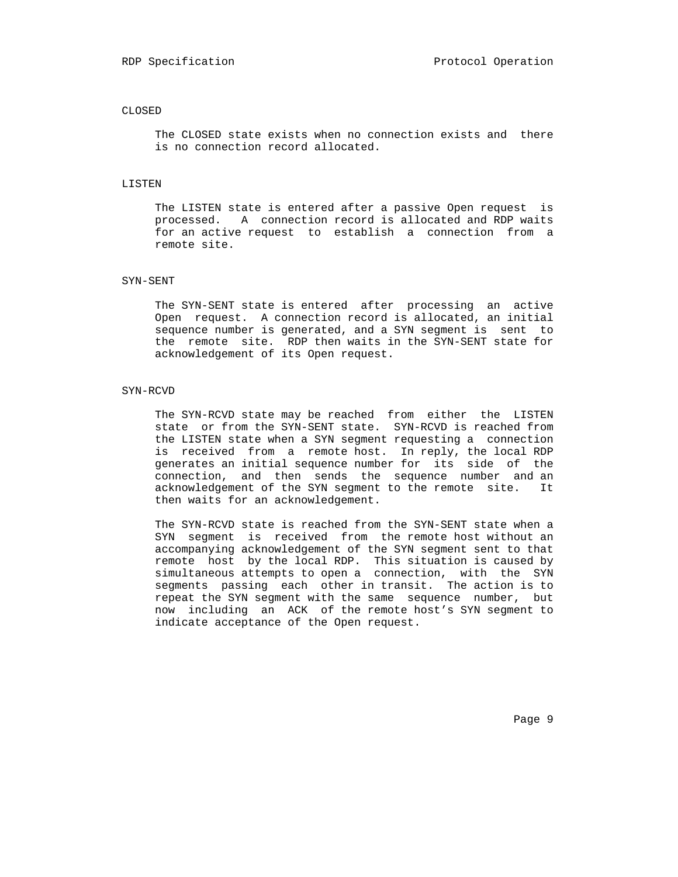### CLOSED

The CLOSED state exists when no connection exists and there is no connection record allocated.

### LISTEN

The LISTEN state is entered after a passive Open request is processed. A connection record is allocated and RDP waits for an active request to establish a connection from a remote site.

### SYN-SENT

The SYN-SENT state is entered after processing an active Open request. A connection record is allocated, an initial sequence number is generated, and a SYN segment is sent to the remote site. RDP then waits in the SYN-SENT state for acknowledgement of its Open request.

### SYN-RCVD

The SYN-RCVD state may be reached from either the LISTEN state or from the SYN-SENT state. SYN-RCVD is reached from the LISTEN state when a SYN segment requesting a connection is received from a remote host. In reply, the local RDP generates an initial sequence number for its side of the connection, and then sends the sequence number and an acknowledgement of the SYN segment to the remote site. It then waits for an acknowledgement.

The SYN-RCVD state is reached from the SYN-SENT state when a SYN segment is received from the remote host without an accompanying acknowledgement of the SYN segment sent to that remote host by the local RDP. This situation is caused by simultaneous attempts to open a connection, with the SYN segments passing each other in transit. The action is to repeat the SYN segment with the same sequence number, but now including an ACK of the remote host’s SYN segment to indicate acceptance of the Open request.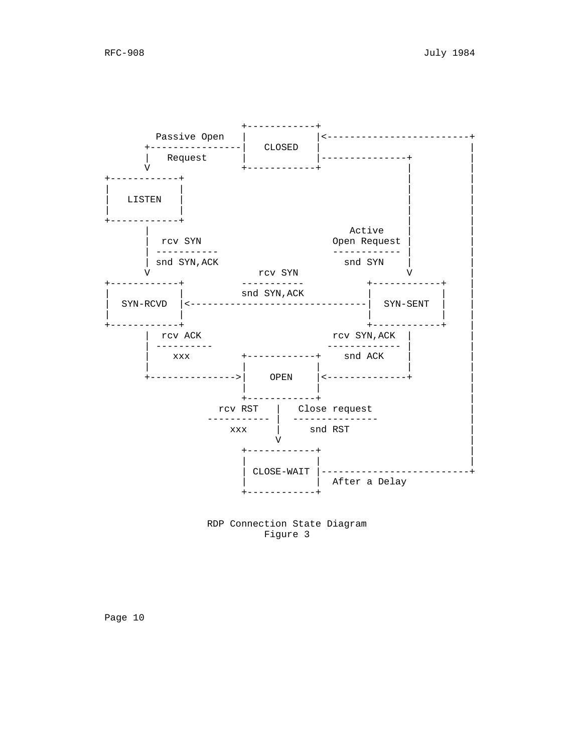```
                             +------------+
          Passive Open   |            |<-------------------------+
       +----------------|   CLOSED   |                          |
       |   Request       |            |---------------+          |
       V                 +------------+               |          |
+------------+                                        |          |
|            |                                        |          |
|   LISTEN   |                                        |          |
|            |                                        |          |
+------------+                                        |          |
       |                                    Active    |          |
       |  rcv SYN                       Open Request |          |
       | -----------                    ------------ |          |
       | snd SYN,ACK                      snd SYN    |          |
       V                   rcv SYN                    V          |
+------------+          -----------           +------------+     |
|            |          snd SYN,ACK           |            |     |
|  SYN-RCVD  |<-------------------------------|  SYN-SENT  |     |
|            |                                |            |     |
+------------+                                +------------+     |
       |  rcv ACK                       rcv SYN,ACK  |           |
       | ----------                    ------------- |           |
       |    xxx         +------------+    snd ACK    |           |
       |                |            |               |           |
       +--------------->|    OPEN    |<--------------+           |
                        |            |                           |
                        +------------+                           |
                   rcv RST   |   Close request                   |
                 ----------- |  ---------------                  |
                     xxx     |     snd RST                       |
                             V                                   |
                        +------------+                           |
                        |            |                           |
                        | CLOSE-WAIT |---------------------------+
                        |            |  After a Delay
                        +------------+
```

RDP Connection State Diagram
Figure 3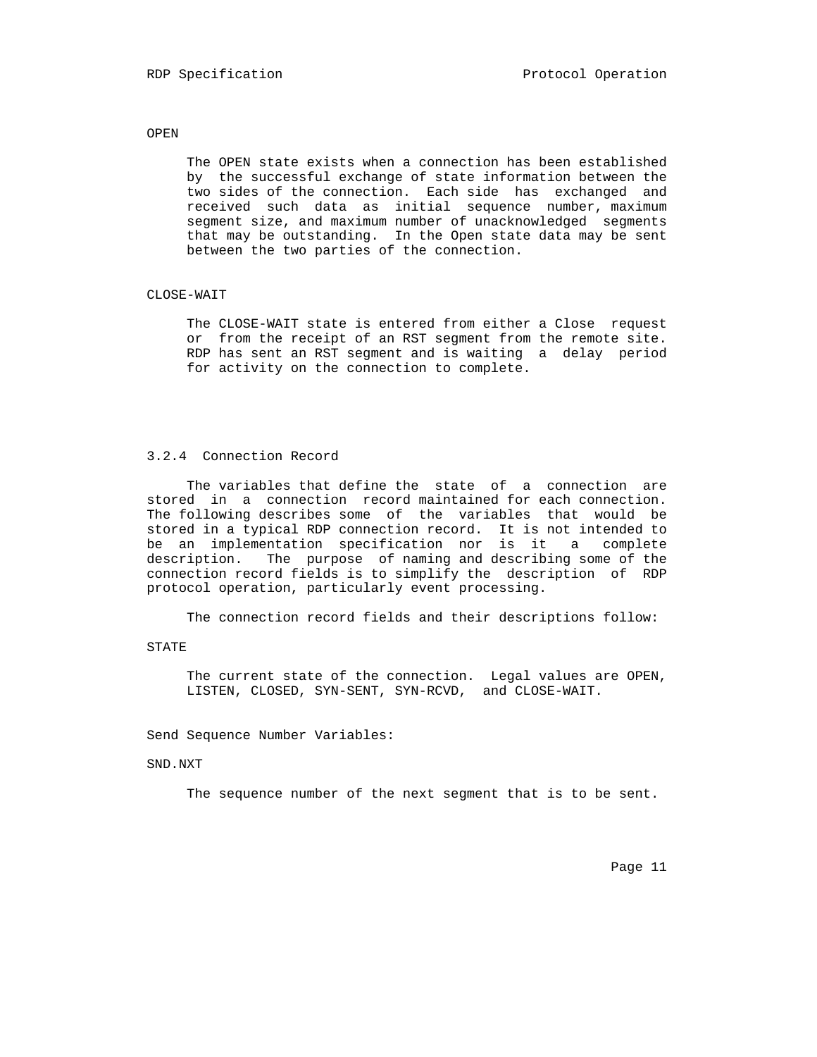OPEN

The OPEN state exists when a connection has been established by the successful exchange of state information between the two sides of the connection. Each side has exchanged and received such data as initial sequence number, maximum segment size, and maximum number of unacknowledged segments that may be outstanding. In the Open state data may be sent between the two parties of the connection.

CLOSE-WAIT

The CLOSE-WAIT state is entered from either a Close request or from the receipt of an RST segment from the remote site. RDP has sent an RST segment and is waiting a delay period for activity on the connection to complete.

### 3.2.4 Connection Record

The variables that define the state of a connection are stored in a connection record maintained for each connection. The following describes some of the variables that would be stored in a typical RDP connection record. It is not intended to be an implementation specification nor is it a complete description. The purpose of naming and describing some of the connection record fields is to simplify the description of RDP protocol operation, particularly event processing.

The connection record fields and their descriptions follow:

STATE

The current state of the connection. Legal values are OPEN, LISTEN, CLOSED, SYN-SENT, SYN-RCVD, and CLOSE-WAIT.

Send Sequence Number Variables:

SND.NXT

The sequence number of the next segment that is to be sent.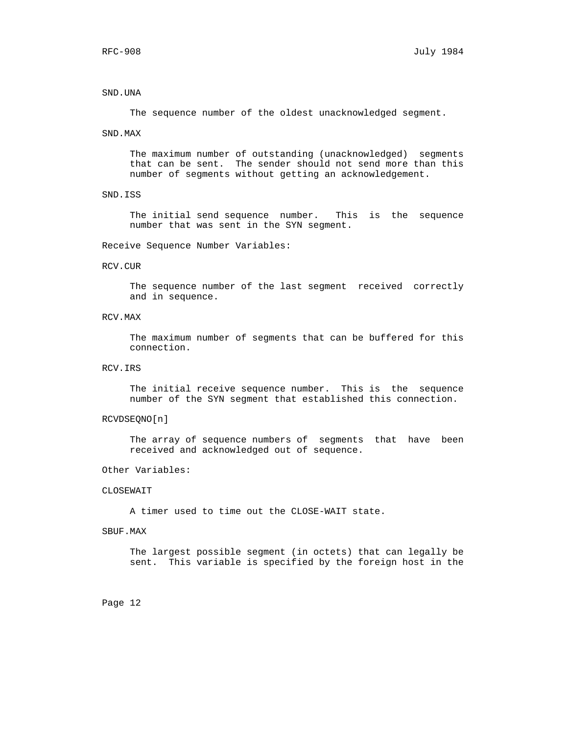SND.UNA

The sequence number of the oldest unacknowledged segment.

SND.MAX

The maximum number of outstanding (unacknowledged) segments that can be sent. The sender should not send more than this number of segments without getting an acknowledgement.

SND.ISS

The initial send sequence number. This is the sequence number that was sent in the SYN segment.

Receive Sequence Number Variables:

RCV.CUR

The sequence number of the last segment received correctly and in sequence.

RCV.MAX

The maximum number of segments that can be buffered for this connection.

RCV.IRS

The initial receive sequence number. This is the sequence number of the SYN segment that established this connection.

RCVDSEQNO[n]

The array of sequence numbers of segments that have been received and acknowledged out of sequence.

Other Variables:

CLOSEWAIT

A timer used to time out the CLOSE-WAIT state.

SBUF.MAX

The largest possible segment (in octets) that can legally be sent. This variable is specified by the foreign host in the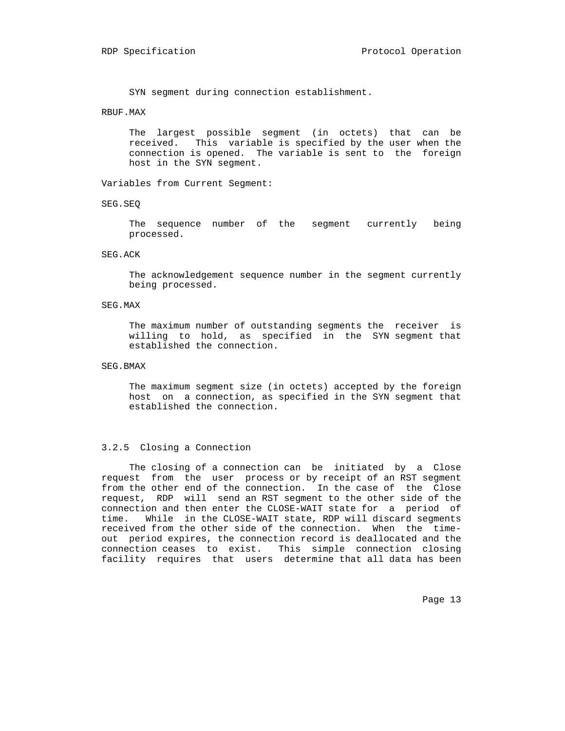SYN segment during connection establishment.

RBUF.MAX

The largest possible segment (in octets) that can be received. This variable is specified by the user when the connection is opened. The variable is sent to the foreign host in the SYN segment.

Variables from Current Segment:

SEG.SEQ

The sequence number of the segment currently being processed.

SEG.ACK

The acknowledgement sequence number in the segment currently being processed.

SEG.MAX

The maximum number of outstanding segments the receiver is willing to hold, as specified in the SYN segment that established the connection.

SEG.BMAX

The maximum segment size (in octets) accepted by the foreign host on a connection, as specified in the SYN segment that established the connection.

### 3.2.5 Closing a Connection

The closing of a connection can be initiated by a Close request from the user process or by receipt of an RST segment from the other end of the connection. In the case of the Close request, RDP will send an RST segment to the other side of the connection and then enter the CLOSE-WAIT state for a period of time. While in the CLOSE-WAIT state, RDP will discard segments received from the other side of the connection. When the time-out period expires, the connection record is deallocated and the connection ceases to exist. This simple connection closing facility requires that users determine that all data has been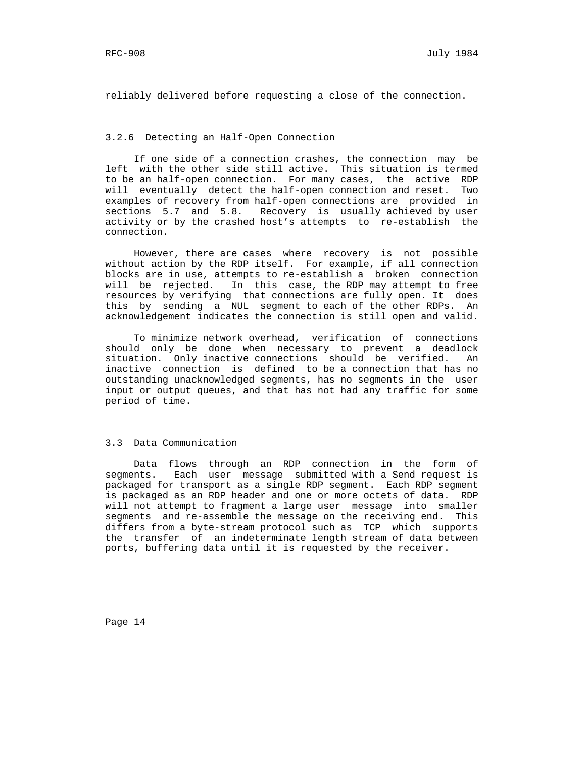reliably delivered before requesting a close of the connection.

### 3.2.6 Detecting an Half-Open Connection

If one side of a connection crashes, the connection may be left with the other side still active. This situation is termed to be an half-open connection. For many cases, the active RDP will eventually detect the half-open connection and reset. Two examples of recovery from half-open connections are provided in sections 5.7 and 5.8. Recovery is usually achieved by user activity or by the crashed host's attempts to re-establish the connection.

However, there are cases where recovery is not possible without action by the RDP itself. For example, if all connection blocks are in use, attempts to re-establish a broken connection will be rejected. In this case, the RDP may attempt to free resources by verifying that connections are fully open. It does this by sending a NUL segment to each of the other RDPs. An acknowledgement indicates the connection is still open and valid.

To minimize network overhead, verification of connections should only be done when necessary to prevent a deadlock situation. Only inactive connections should be verified. An inactive connection is defined to be a connection that has no outstanding unacknowledged segments, has no segments in the user input or output queues, and that has not had any traffic for some period of time.

## 3.3 Data Communication

Data flows through an RDP connection in the form of segments. Each user message submitted with a Send request is packaged for transport as a single RDP segment. Each RDP segment is packaged as an RDP header and one or more octets of data. RDP will not attempt to fragment a large user message into smaller segments and re-assemble the message on the receiving end. This differs from a byte-stream protocol such as TCP which supports the transfer of an indeterminate length stream of data between ports, buffering data until it is requested by the receiver.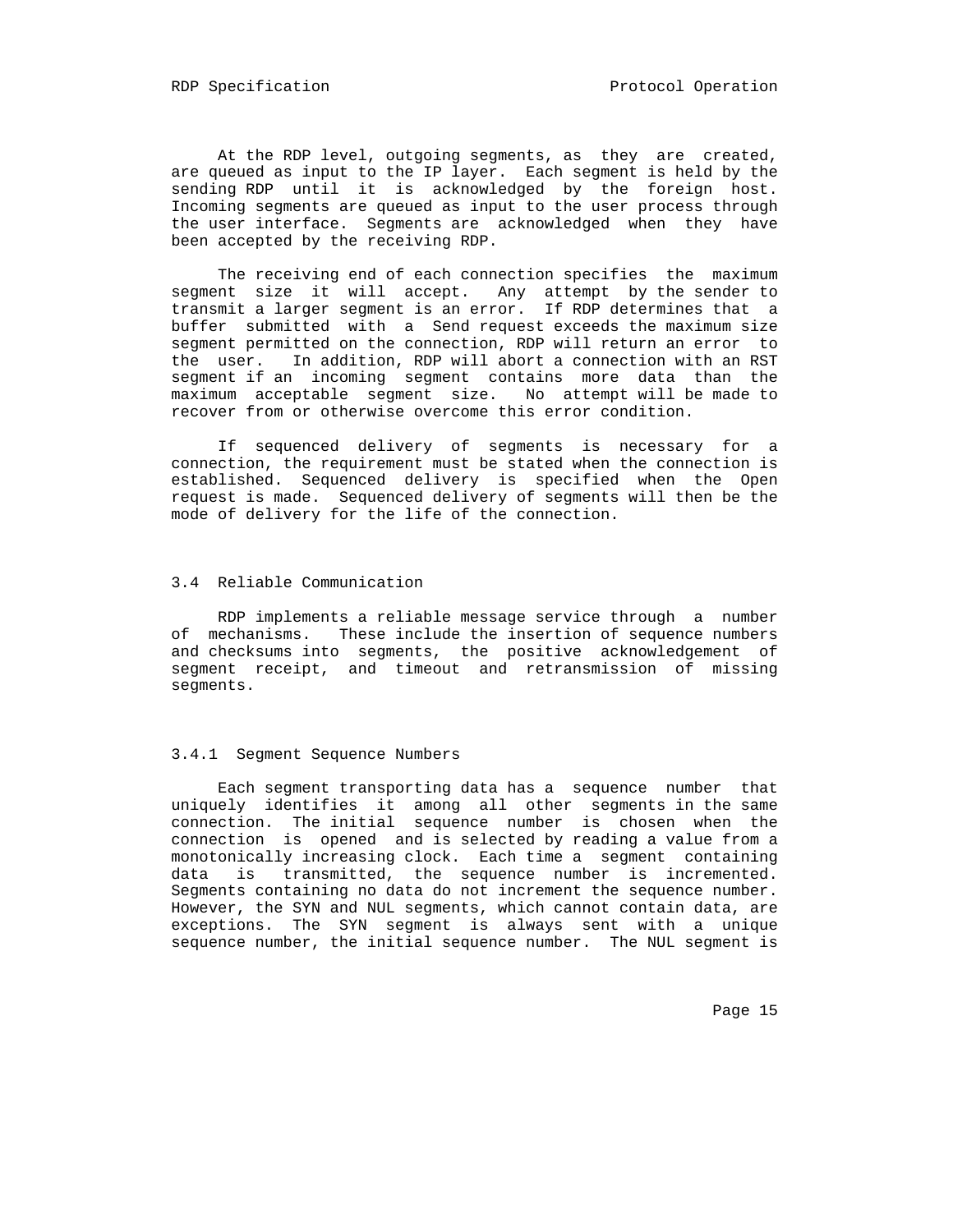At the RDP level, outgoing segments, as they are created, are queued as input to the IP layer. Each segment is held by the sending RDP until it is acknowledged by the foreign host. Incoming segments are queued as input to the user process through the user interface. Segments are acknowledged when they have been accepted by the receiving RDP.

The receiving end of each connection specifies the maximum segment size it will accept. Any attempt by the sender to transmit a larger segment is an error. If RDP determines that a buffer submitted with a Send request exceeds the maximum size segment permitted on the connection, RDP will return an error to the user. In addition, RDP will abort a connection with an RST segment if an incoming segment contains more data than the maximum acceptable segment size. No attempt will be made to recover from or otherwise overcome this error condition.

If sequenced delivery of segments is necessary for a connection, the requirement must be stated when the connection is established. Sequenced delivery is specified when the Open request is made. Sequenced delivery of segments will then be the mode of delivery for the life of the connection.

### 3.4 Reliable Communication

RDP implements a reliable message service through a number of mechanisms. These include the insertion of sequence numbers and checksums into segments, the positive acknowledgement of segment receipt, and timeout and retransmission of missing segments.

#### 3.4.1 Segment Sequence Numbers

Each segment transporting data has a sequence number that uniquely identifies it among all other segments in the same connection. The initial sequence number is chosen when the connection is opened and is selected by reading a value from a monotonically increasing clock. Each time a segment containing data is transmitted, the sequence number is incremented. Segments containing no data do not increment the sequence number. However, the SYN and NUL segments, which cannot contain data, are exceptions. The SYN segment is always sent with a unique sequence number, the initial sequence number. The NUL segment is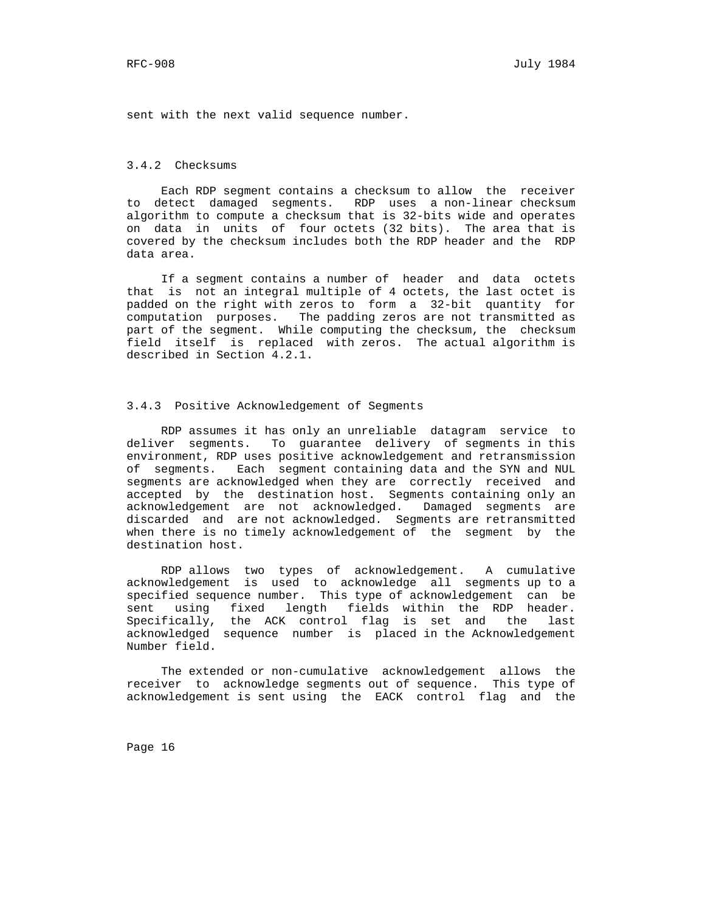sent with the next valid sequence number.

### 3.4.2 Checksums

Each RDP segment contains a checksum to allow the receiver to detect damaged segments. RDP uses a non-linear checksum algorithm to compute a checksum that is 32-bits wide and operates on data in units of four octets (32 bits). The area that is covered by the checksum includes both the RDP header and the RDP data area.

If a segment contains a number of header and data octets that is not an integral multiple of 4 octets, the last octet is padded on the right with zeros to form a 32-bit quantity for computation purposes. The padding zeros are not transmitted as part of the segment. While computing the checksum, the checksum field itself is replaced with zeros. The actual algorithm is described in Section 4.2.1.

### 3.4.3 Positive Acknowledgement of Segments

RDP assumes it has only an unreliable datagram service to deliver segments. To guarantee delivery of segments in this environment, RDP uses positive acknowledgement and retransmission of segments. Each segment containing data and the SYN and NUL segments are acknowledged when they are correctly received and accepted by the destination host. Segments containing only an acknowledgement are not acknowledged. Damaged segments are discarded and are not acknowledged. Segments are retransmitted when there is no timely acknowledgement of the segment by the destination host.

RDP allows two types of acknowledgement. A cumulative acknowledgement is used to acknowledge all segments up to a specified sequence number. This type of acknowledgement can be sent using fixed length fields within the RDP header. Specifically, the ACK control flag is set and the last acknowledged sequence number is placed in the Acknowledgement Number field.

The extended or non-cumulative acknowledgement allows the receiver to acknowledge segments out of sequence. This type of acknowledgement is sent using the EACK control flag and the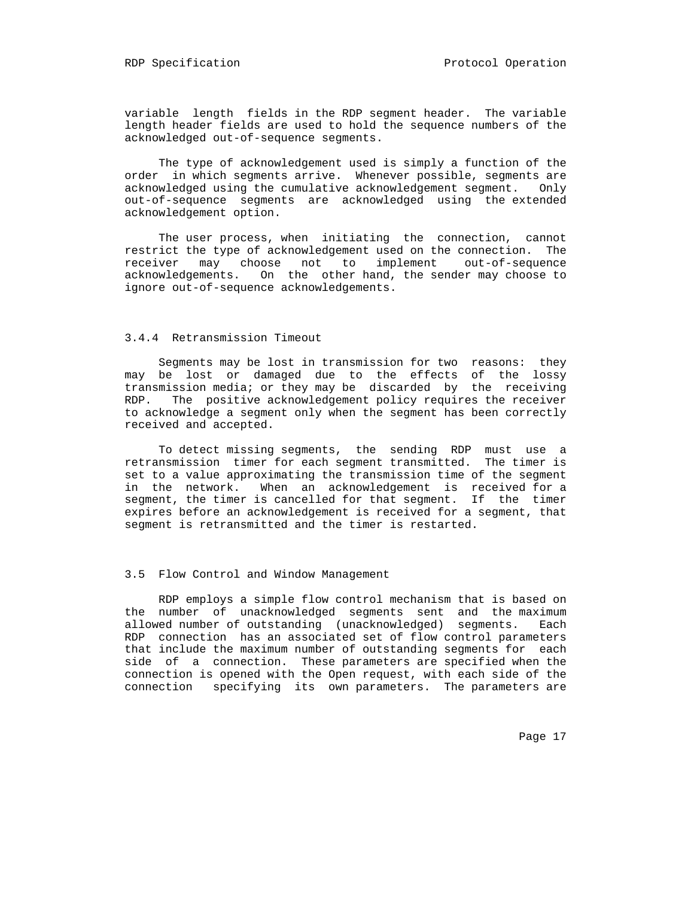variable length fields in the RDP segment header. The variable length header fields are used to hold the sequence numbers of the acknowledged out-of-sequence segments.

The type of acknowledgement used is simply a function of the order in which segments arrive. Whenever possible, segments are acknowledged using the cumulative acknowledgement segment. Only out-of-sequence segments are acknowledged using the extended acknowledgement option.

The user process, when initiating the connection, cannot restrict the type of acknowledgement used on the connection. The receiver may choose not to implement out-of-sequence acknowledgements. On the other hand, the sender may choose to ignore out-of-sequence acknowledgements.

### 3.4.4 Retransmission Timeout

Segments may be lost in transmission for two reasons: they may be lost or damaged due to the effects of the lossy transmission media; or they may be discarded by the receiving RDP. The positive acknowledgement policy requires the receiver to acknowledge a segment only when the segment has been correctly received and accepted.

To detect missing segments, the sending RDP must use a retransmission timer for each segment transmitted. The timer is set to a value approximating the transmission time of the segment in the network. When an acknowledgement is received for a segment, the timer is cancelled for that segment. If the timer expires before an acknowledgement is received for a segment, that segment is retransmitted and the timer is restarted.

## 3.5 Flow Control and Window Management

RDP employs a simple flow control mechanism that is based on the number of unacknowledged segments sent and the maximum allowed number of outstanding (unacknowledged) segments. Each RDP connection has an associated set of flow control parameters that include the maximum number of outstanding segments for each side of a connection. These parameters are specified when the connection is opened with the Open request, with each side of the connection specifying its own parameters. The parameters are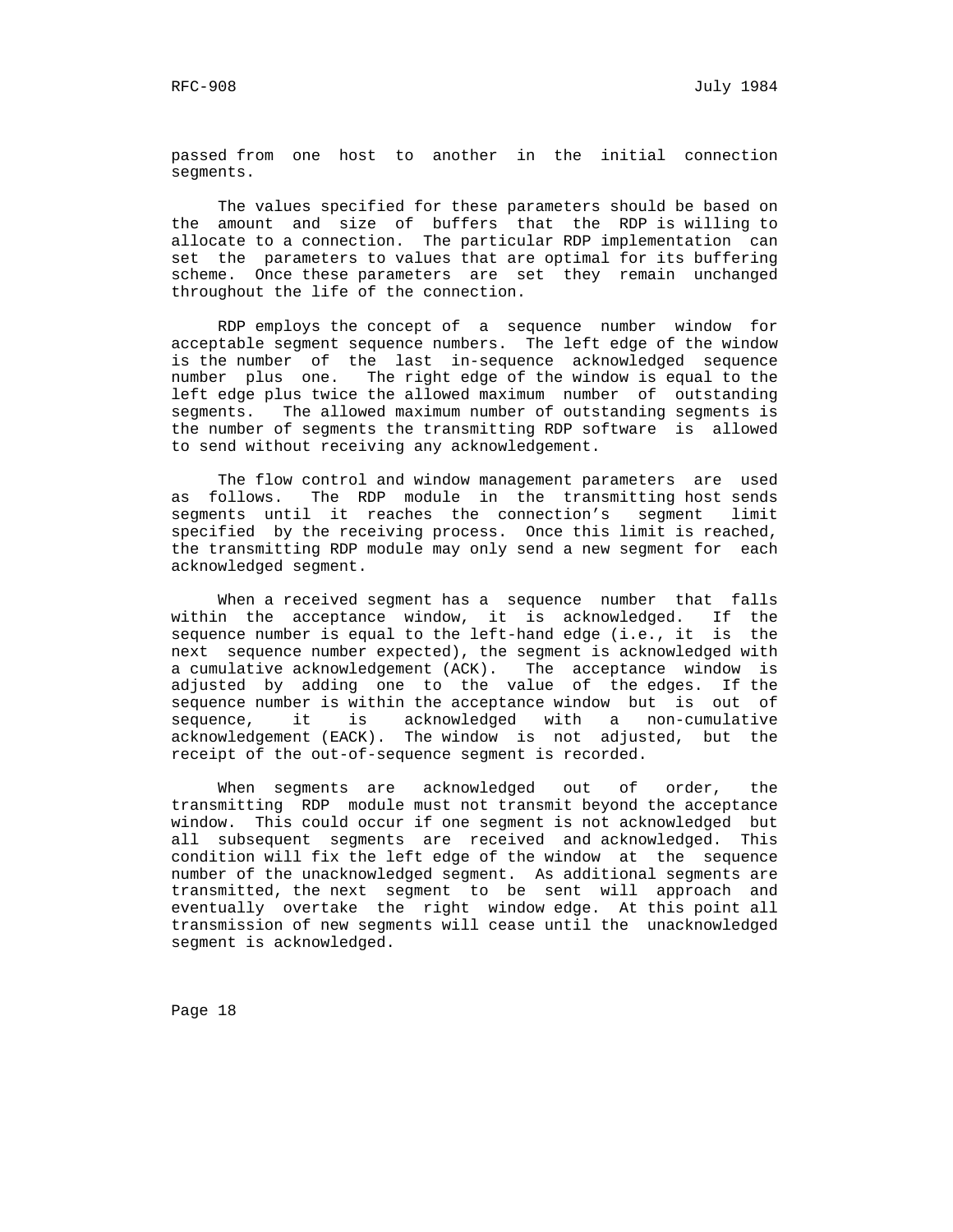passed from one host to another in the initial connection segments.

The values specified for these parameters should be based on the amount and size of buffers that the RDP is willing to allocate to a connection. The particular RDP implementation can set the parameters to values that are optimal for its buffering scheme. Once these parameters are set they remain unchanged throughout the life of the connection.

RDP employs the concept of a sequence number window for acceptable segment sequence numbers. The left edge of the window is the number of the last in-sequence acknowledged sequence number plus one. The right edge of the window is equal to the left edge plus twice the allowed maximum number of outstanding segments. The allowed maximum number of outstanding segments is the number of segments the transmitting RDP software is allowed to send without receiving any acknowledgement.

The flow control and window management parameters are used as follows. The RDP module in the transmitting host sends segments until it reaches the connection's segment limit specified by the receiving process. Once this limit is reached, the transmitting RDP module may only send a new segment for each acknowledged segment.

When a received segment has a sequence number that falls within the acceptance window, it is acknowledged. If the sequence number is equal to the left-hand edge (i.e., it is the next sequence number expected), the segment is acknowledged with a cumulative acknowledgement (ACK). The acceptance window is adjusted by adding one to the value of the edges. If the sequence number is within the acceptance window but is out of sequence, it is acknowledged with a non-cumulative acknowledgement (EACK). The window is not adjusted, but the receipt of the out-of-sequence segment is recorded.

When segments are acknowledged out of order, the transmitting RDP module must not transmit beyond the acceptance window. This could occur if one segment is not acknowledged but all subsequent segments are received and acknowledged. This condition will fix the left edge of the window at the sequence number of the unacknowledged segment. As additional segments are transmitted, the next segment to be sent will approach and eventually overtake the right window edge. At this point all transmission of new segments will cease until the unacknowledged segment is acknowledged.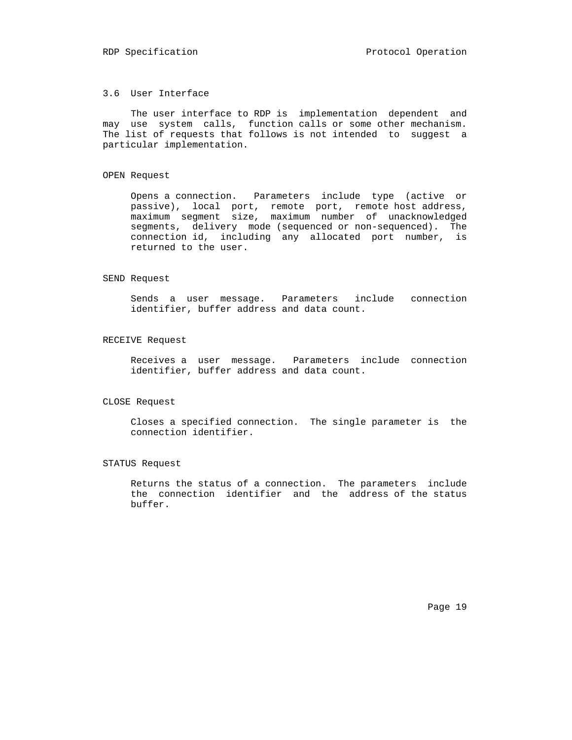## 3.6 User Interface

The user interface to RDP is implementation dependent and may use system calls, function calls or some other mechanism. The list of requests that follows is not intended to suggest a particular implementation.

### OPEN Request

Opens a connection. Parameters include type (active or passive), local port, remote port, remote host address, maximum segment size, maximum number of unacknowledged segments, delivery mode (sequenced or non-sequenced). The connection id, including any allocated port number, is returned to the user.

### SEND Request

Sends a user message. Parameters include connection identifier, buffer address and data count.

### RECEIVE Request

Receives a user message. Parameters include connection identifier, buffer address and data count.

### CLOSE Request

Closes a specified connection. The single parameter is the connection identifier.

### STATUS Request

Returns the status of a connection. The parameters include the connection identifier and the address of the status buffer.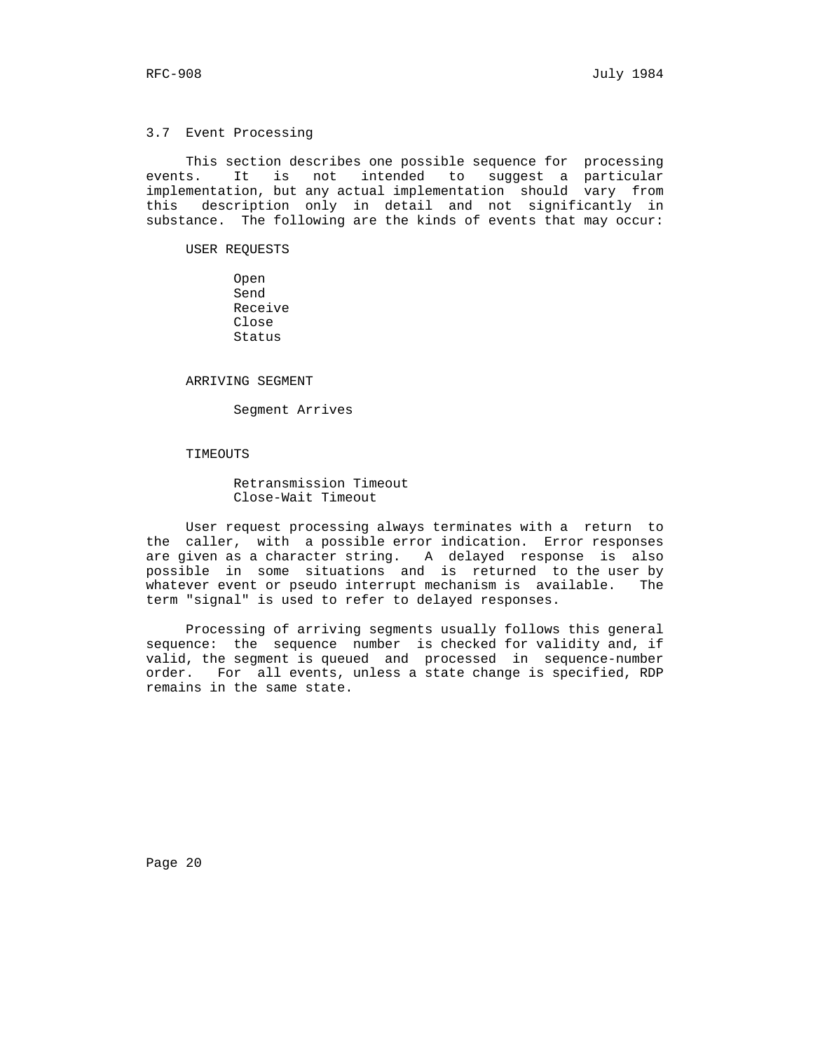### 3.7 Event Processing

This section describes one possible sequence for processing events. It is not intended to suggest a particular implementation, but any actual implementation should vary from this description only in detail and not significantly in substance. The following are the kinds of events that may occur:

USER REQUESTS

- Open
- Send
- Receive
- Close
- Status

ARRIVING SEGMENT

- Segment Arrives

TIMEOUTS

- Retransmission Timeout
- Close-Wait Timeout

User request processing always terminates with a return to the caller, with a possible error indication. Error responses are given as a character string. A delayed response is also possible in some situations and is returned to the user by whatever event or pseudo interrupt mechanism is available. The term "signal" is used to refer to delayed responses.

Processing of arriving segments usually follows this general sequence: the sequence number is checked for validity and, if valid, the segment is queued and processed in sequence-number order. For all events, unless a state change is specified, RDP remains in the same state.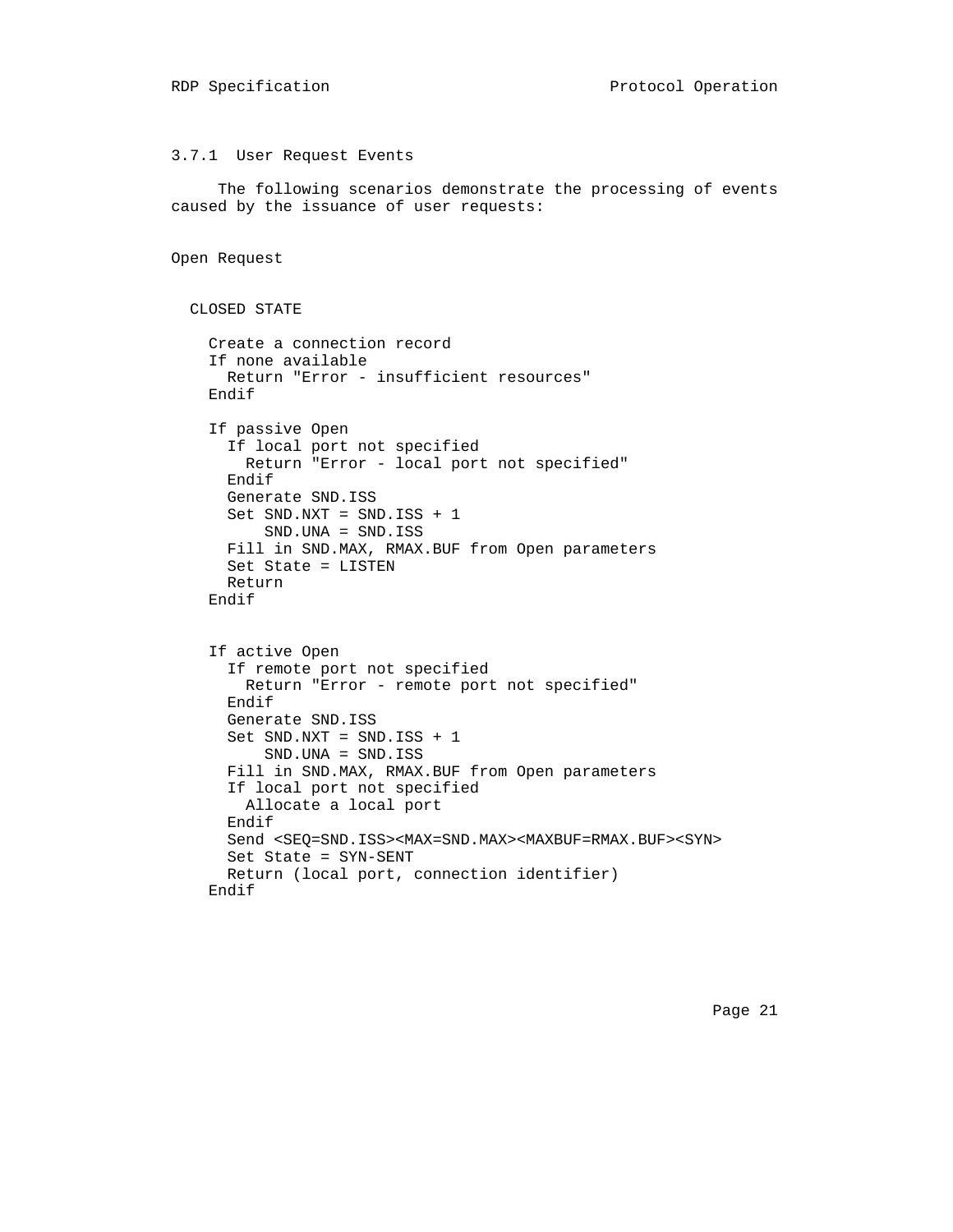### 3.7.1 User Request Events

The following scenarios demonstrate the processing of events caused by the issuance of user requests:

Open Request

```
  CLOSED STATE

    Create a connection record
    If none available
      Return "Error - insufficient resources"
    Endif

    If passive Open
      If local port not specified
        Return "Error - local port not specified"
      Endif
      Generate SND.ISS
      Set SND.NXT = SND.ISS + 1
          SND.UNA = SND.ISS
      Fill in SND.MAX, RMAX.BUF from Open parameters
      Set State = LISTEN
      Return
    Endif


    If active Open
      If remote port not specified
        Return "Error - remote port not specified"
      Endif
      Generate SND.ISS
      Set SND.NXT = SND.ISS + 1
          SND.UNA = SND.ISS
      Fill in SND.MAX, RMAX.BUF from Open parameters
      If local port not specified
        Allocate a local port
      Endif
      Send <SEQ=SND.ISS><MAX=SND.MAX><MAXBUF=RMAX.BUF><SYN>
      Set State = SYN-SENT
      Return (local port, connection identifier)
    Endif
```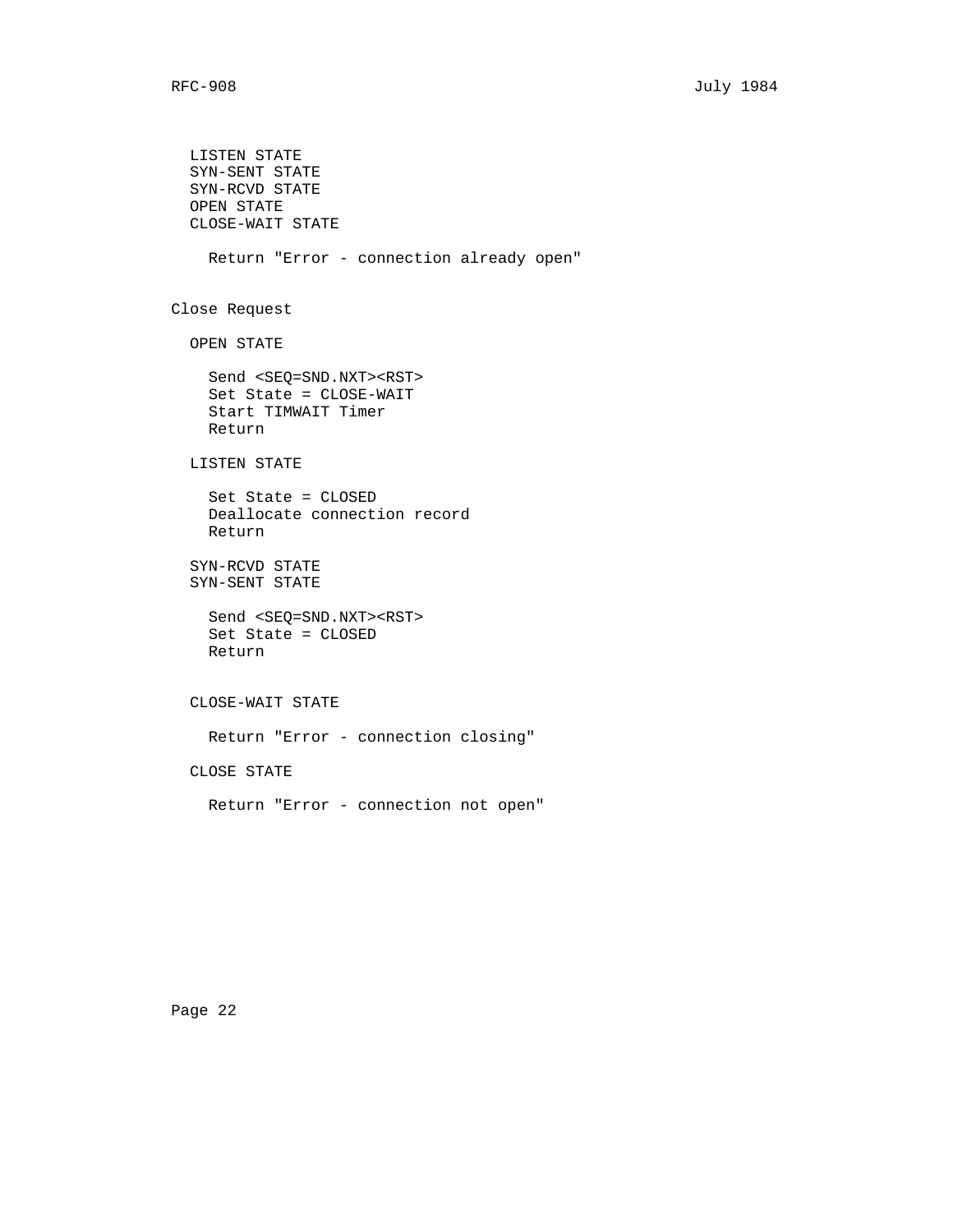```
  LISTEN STATE
  SYN-SENT STATE
  SYN-RCVD STATE
  OPEN STATE
  CLOSE-WAIT STATE

    Return "Error - connection already open"


Close Request

  OPEN STATE

    Send <SEQ=SND.NXT><RST>
    Set State = CLOSE-WAIT
    Start TIMWAIT Timer
    Return

  LISTEN STATE

    Set State = CLOSED
    Deallocate connection record
    Return

  SYN-RCVD STATE
  SYN-SENT STATE

    Send <SEQ=SND.NXT><RST>
    Set State = CLOSED
    Return


  CLOSE-WAIT STATE

    Return "Error - connection closing"

  CLOSE STATE

    Return "Error - connection not open"
```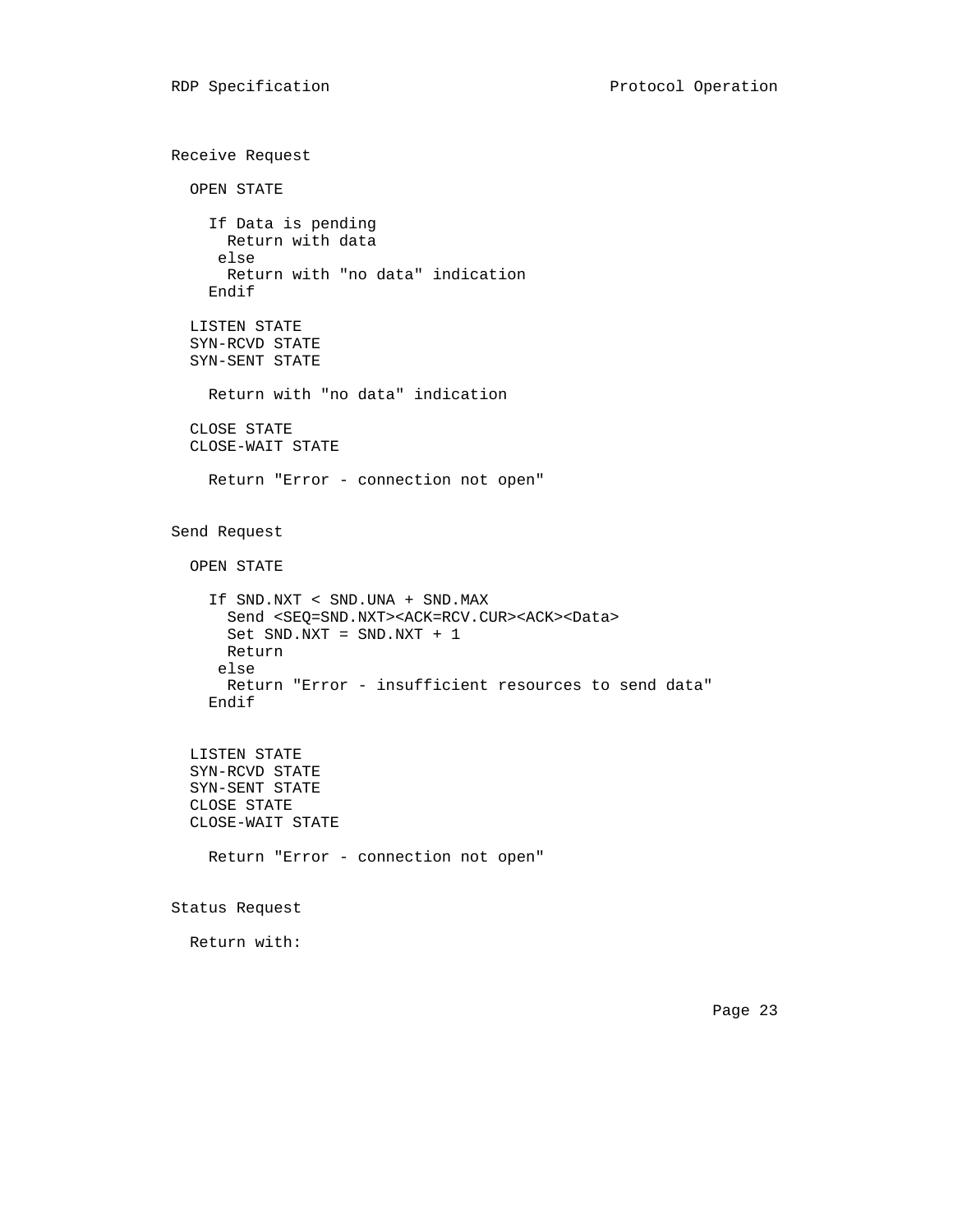Receive Request

```
  OPEN STATE

    If Data is pending
      Return with data
     else
      Return with "no data" indication
    Endif

  LISTEN STATE
  SYN-RCVD STATE
  SYN-SENT STATE

    Return with "no data" indication

  CLOSE STATE
  CLOSE-WAIT STATE

    Return "Error - connection not open"
```

Send Request

```
  OPEN STATE

    If SND.NXT < SND.UNA + SND.MAX
      Send <SEQ=SND.NXT><ACK=RCV.CUR><ACK><Data>
      Set SND.NXT = SND.NXT + 1
      Return
     else
      Return "Error - insufficient resources to send data"
    Endif


  LISTEN STATE
  SYN-RCVD STATE
  SYN-SENT STATE
  CLOSE STATE
  CLOSE-WAIT STATE

    Return "Error - connection not open"
```

Status Request

```
  Return with:
```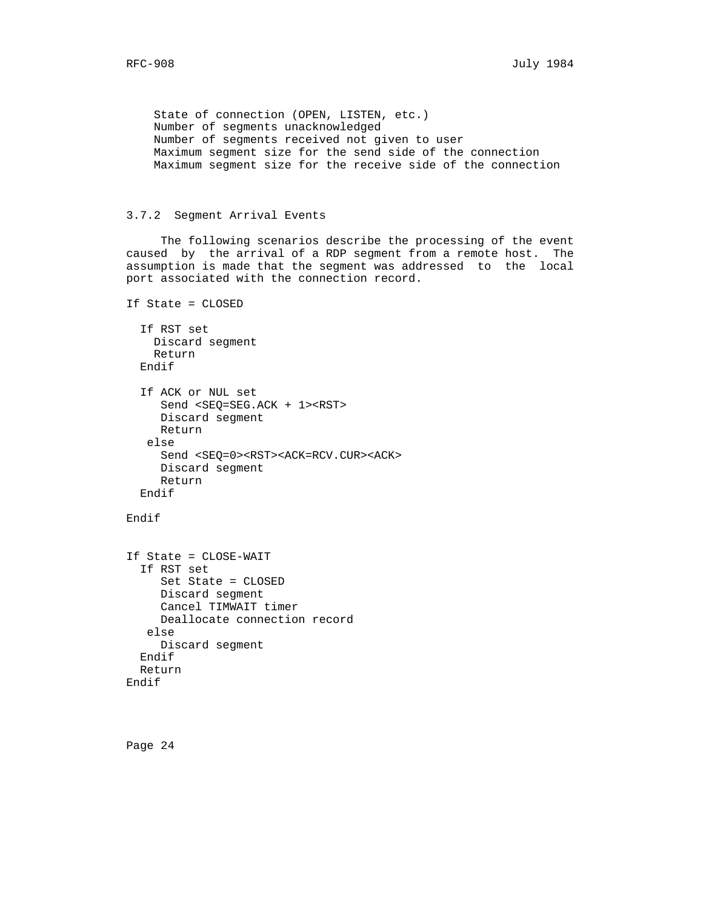```
State of connection (OPEN, LISTEN, etc.)
Number of segments unacknowledged
Number of segments received not given to user
Maximum segment size for the send side of the connection
Maximum segment size for the receive side of the connection
```

### 3.7.2  Segment Arrival Events

The following scenarios describe the processing of the event caused by the arrival of a RDP segment from a remote host. The assumption is made that the segment was addressed to the local port associated with the connection record.

```
If State = CLOSED

  If RST set
    Discard segment
    Return
  Endif

  If ACK or NUL set
     Send <SEQ=SEG.ACK + 1><RST>
     Discard segment
     Return
   else
     Send <SEQ=0><RST><ACK=RCV.CUR><ACK>
     Discard segment
     Return
  Endif

Endif


If State = CLOSE-WAIT
  If RST set
     Set State = CLOSED
     Discard segment
     Cancel TIMWAIT timer
     Deallocate connection record
   else
     Discard segment
  Endif
  Return
Endif
```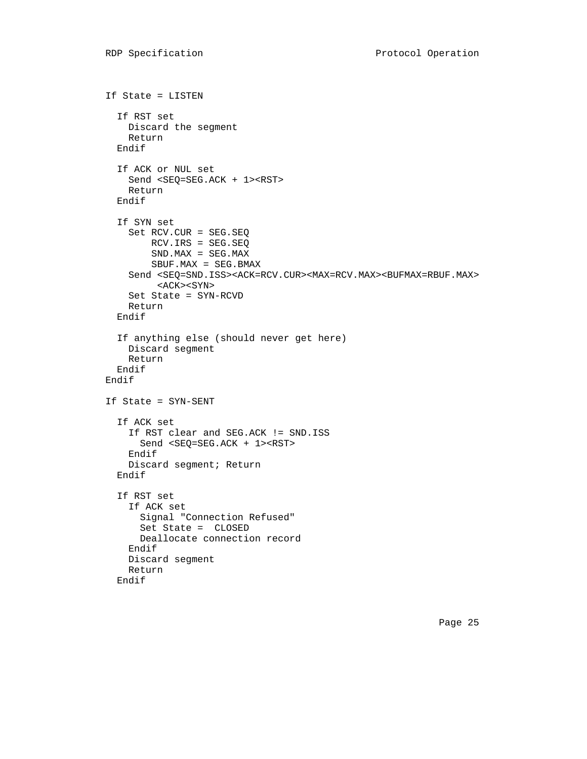```
If State = LISTEN

  If RST set
    Discard the segment
    Return
  Endif

  If ACK or NUL set
    Send <SEQ=SEG.ACK + 1><RST>
    Return
  Endif

  If SYN set
    Set RCV.CUR = SEG.SEQ
        RCV.IRS = SEG.SEQ
        SND.MAX = SEG.MAX
        SBUF.MAX = SEG.BMAX
    Send <SEQ=SND.ISS><ACK=RCV.CUR><MAX=RCV.MAX><BUFMAX=RBUF.MAX>
         <ACK><SYN>
    Set State = SYN-RCVD
    Return
  Endif

  If anything else (should never get here)
    Discard segment
    Return
  Endif
Endif

If State = SYN-SENT

  If ACK set
    If RST clear and SEG.ACK != SND.ISS
      Send <SEQ=SEG.ACK + 1><RST>
    Endif
    Discard segment; Return
  Endif

  If RST set
    If ACK set
      Signal "Connection Refused"
      Set State =  CLOSED
      Deallocate connection record
    Endif
    Discard segment
    Return
  Endif
```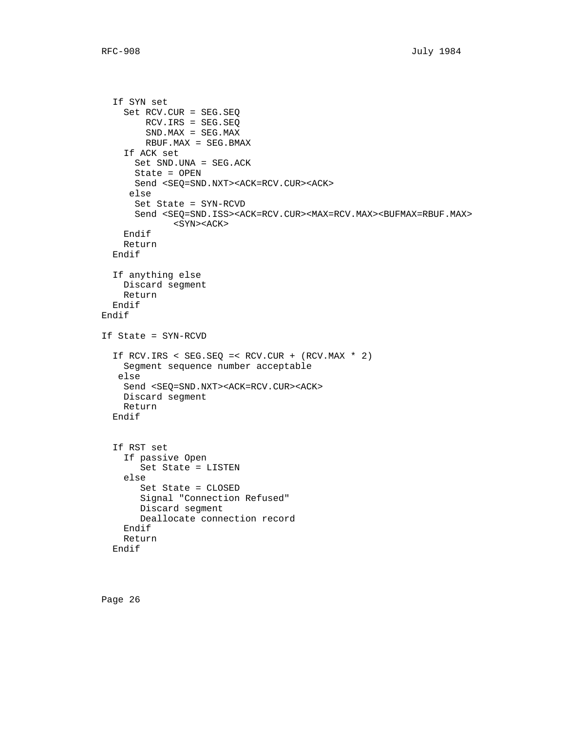```
  If SYN set
    Set RCV.CUR = SEG.SEQ
        RCV.IRS = SEG.SEQ
        SND.MAX = SEG.MAX
        RBUF.MAX = SEG.BMAX
    If ACK set
      Set SND.UNA = SEG.ACK
      State = OPEN
      Send <SEQ=SND.NXT><ACK=RCV.CUR><ACK>
     else
      Set State = SYN-RCVD
      Send <SEQ=SND.ISS><ACK=RCV.CUR><MAX=RCV.MAX><BUFMAX=RBUF.MAX>
             <SYN><ACK>
    Endif
    Return
  Endif

  If anything else
    Discard segment
    Return
  Endif
Endif

If State = SYN-RCVD

  If RCV.IRS < SEG.SEQ =< RCV.CUR + (RCV.MAX * 2)
    Segment sequence number acceptable
   else
    Send <SEQ=SND.NXT><ACK=RCV.CUR><ACK>
    Discard segment
    Return
  Endif


  If RST set
    If passive Open
       Set State = LISTEN
    else
       Set State = CLOSED
       Signal "Connection Refused"
       Discard segment
       Deallocate connection record
    Endif
    Return
  Endif
```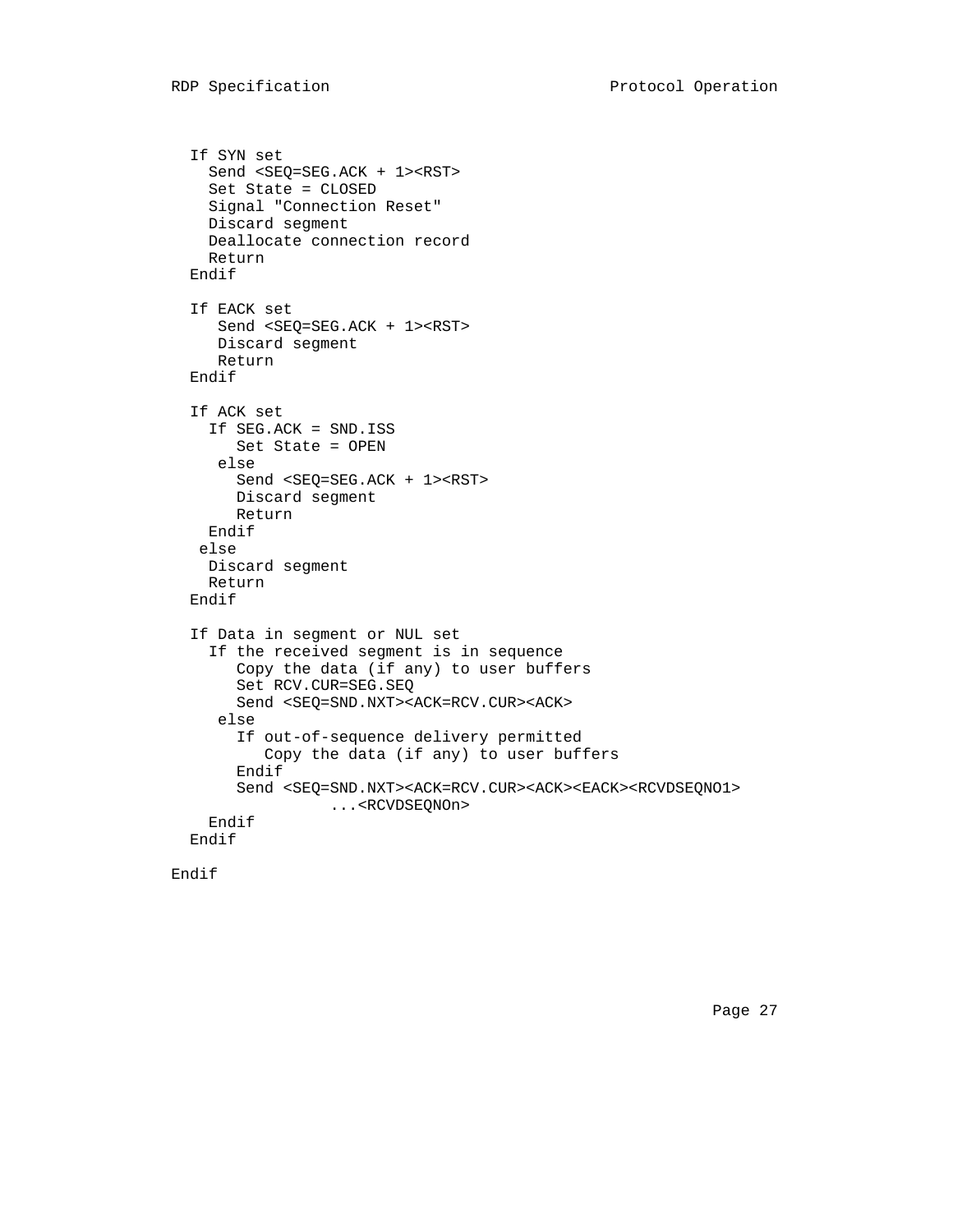```
  If SYN set
    Send <SEQ=SEG.ACK + 1><RST>
    Set State = CLOSED
    Signal "Connection Reset"
    Discard segment
    Deallocate connection record
    Return
  Endif

  If EACK set
     Send <SEQ=SEG.ACK + 1><RST>
     Discard segment
     Return
  Endif

  If ACK set
    If SEG.ACK = SND.ISS
       Set State = OPEN
     else
       Send <SEQ=SEG.ACK + 1><RST>
       Discard segment
       Return
    Endif
   else
    Discard segment
    Return
  Endif

  If Data in segment or NUL set
    If the received segment is in sequence
       Copy the data (if any) to user buffers
       Set RCV.CUR=SEG.SEQ
       Send <SEQ=SND.NXT><ACK=RCV.CUR><ACK>
     else
       If out-of-sequence delivery permitted
          Copy the data (if any) to user buffers
       Endif
       Send <SEQ=SND.NXT><ACK=RCV.CUR><ACK><EACK><RCVDSEQNO1>
                 ...<RCVDSEQNOn>
    Endif
  Endif

Endif
```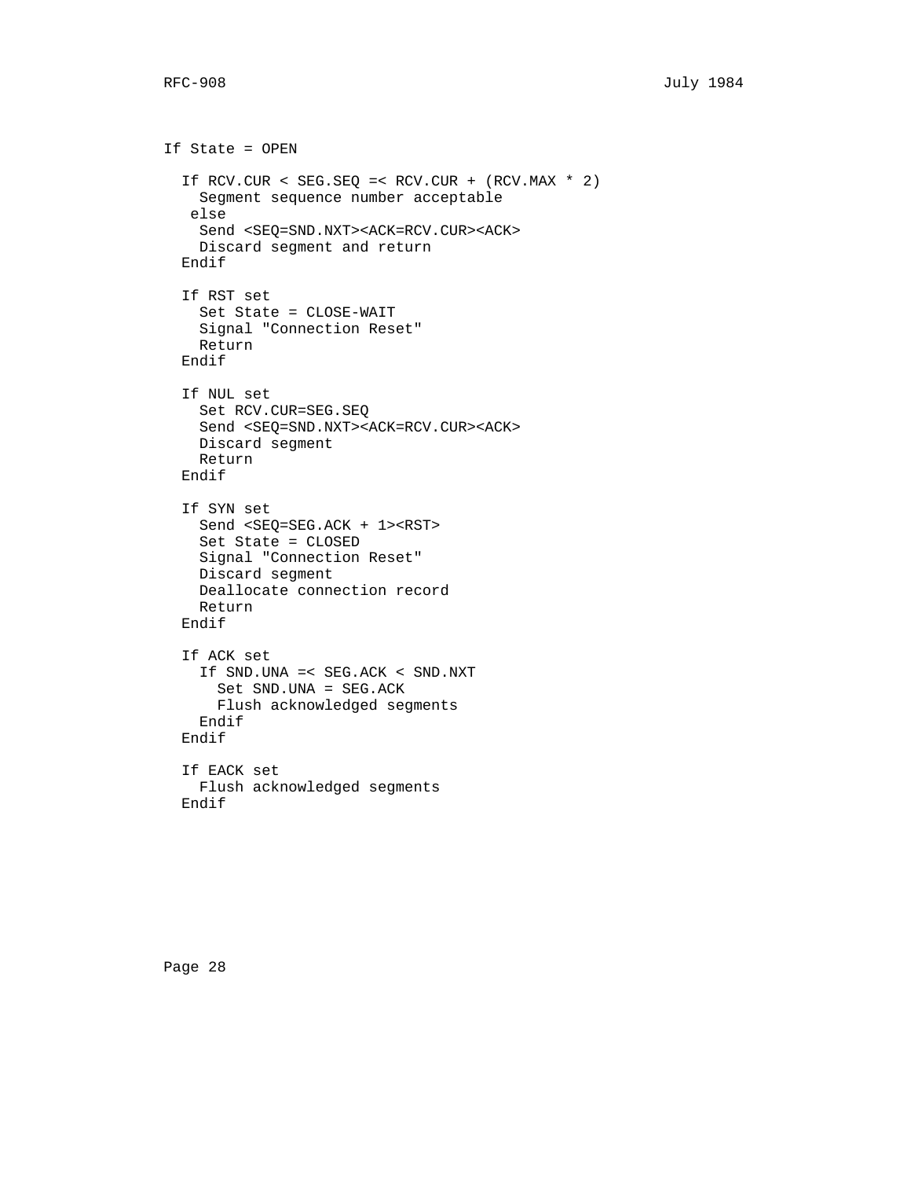```
If State = OPEN

  If RCV.CUR < SEG.SEQ =< RCV.CUR + (RCV.MAX * 2)
    Segment sequence number acceptable
   else
    Send <SEQ=SND.NXT><ACK=RCV.CUR><ACK>
    Discard segment and return
  Endif

  If RST set
    Set State = CLOSE-WAIT
    Signal "Connection Reset"
    Return
  Endif

  If NUL set
    Set RCV.CUR=SEG.SEQ
    Send <SEQ=SND.NXT><ACK=RCV.CUR><ACK>
    Discard segment
    Return
  Endif

  If SYN set
    Send <SEQ=SEG.ACK + 1><RST>
    Set State = CLOSED
    Signal "Connection Reset"
    Discard segment
    Deallocate connection record
    Return
  Endif

  If ACK set
    If SND.UNA =< SEG.ACK < SND.NXT
      Set SND.UNA = SEG.ACK
      Flush acknowledged segments
    Endif
  Endif

  If EACK set
    Flush acknowledged segments
  Endif
```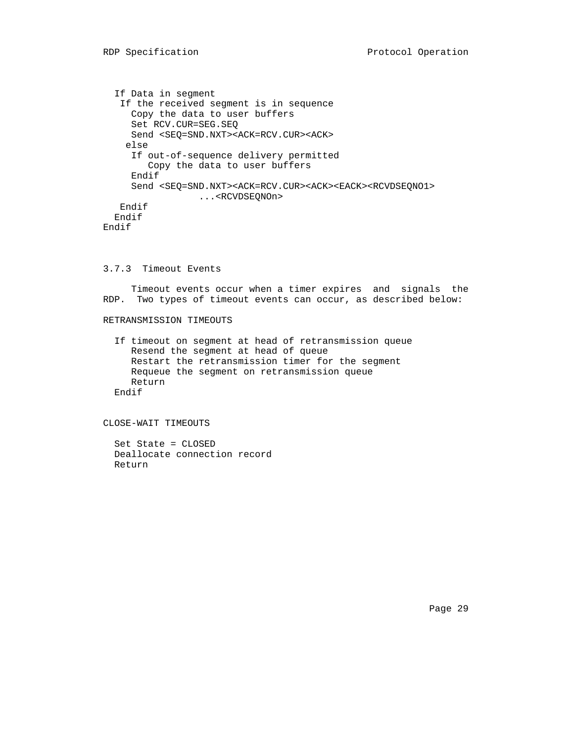```
  If Data in segment
   If the received segment is in sequence
     Copy the data to user buffers
     Set RCV.CUR=SEG.SEQ
     Send <SEQ=SND.NXT><ACK=RCV.CUR><ACK>
    else
     If out-of-sequence delivery permitted
        Copy the data to user buffers
     Endif
     Send <SEQ=SND.NXT><ACK=RCV.CUR><ACK><EACK><RCVDSEQNO1>
                 ...<RCVDSEQNOn>
   Endif
  Endif
Endif
```

### 3.7.3  Timeout Events

Timeout events occur when a timer expires and signals the RDP. Two types of timeout events can occur, as described below:

RETRANSMISSION TIMEOUTS

```
  If timeout on segment at head of retransmission queue
     Resend the segment at head of queue
     Restart the retransmission timer for the segment
     Requeue the segment on retransmission queue
     Return
  Endif
```

CLOSE-WAIT TIMEOUTS

```
  Set State = CLOSED
  Deallocate connection record
  Return
```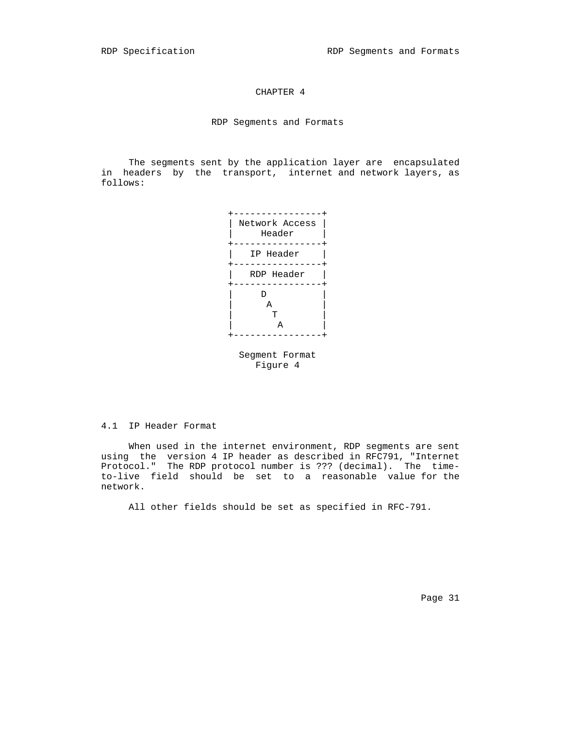# CHAPTER 4

## RDP Segments and Formats

The segments sent by the application layer are encapsulated in headers by the transport, internet and network layers, as follows:

```
+----------------+
| Network Access |
|     Header     |
+----------------+
|   IP Header    |
+----------------+
|   RDP Header   |
+----------------+
|     D          |
|      A         |
|       T        |
|        A       |
+----------------+

  Segment Format
     Figure 4
```

### 4.1 IP Header Format

When used in the internet environment, RDP segments are sent using the version 4 IP header as described in RFC791, "Internet Protocol." The RDP protocol number is ??? (decimal). The time-to-live field should be set to a reasonable value for the network.

All other fields should be set as specified in RFC-791.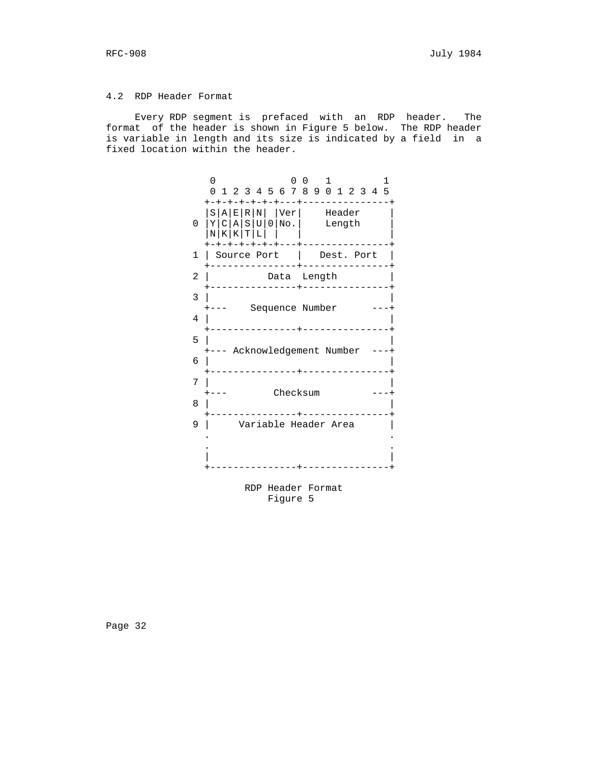## 4.2 RDP Header Format

Every RDP segment is prefaced with an RDP header. The format of the header is shown in Figure 5 below. The RDP header is variable in length and its size is indicated by a field in a fixed location within the header.

```
                  0             0 0   1         1
                  0 1 2 3 4 5 6 7 8 9 0 1 2 3 4 5
                 +-+-+-+-+-+-+---+---------------+
                 |S|A|E|R|N| |Ver|    Header     |
               0 |Y|C|A|S|U|0|No.|    Length     |
                 |N|K|K|T|L| |   |               |
                 +-+-+-+-+-+-+---+---------------+
               1 | Source Port   |   Dest. Port  |
                 +---------------+---------------+
               2 |          Data  Length         |
                 +---------------+---------------+
               3 |                               |
                 +---    Sequence Number      ---+
               4 |                               |
                 +---------------+---------------+
               5 |                               |
                 +--- Acknowledgement Number  ---+
               6 |                               |
                 +---------------+---------------+
               7 |                               |
                 +---        Checksum         ---+
               8 |                               |
                 +---------------+---------------+
               9 |     Variable Header Area      |
                 .                               .
                 .                               .
                 |                               |
                 +---------------+---------------+
```

RDP Header Format
Figure 5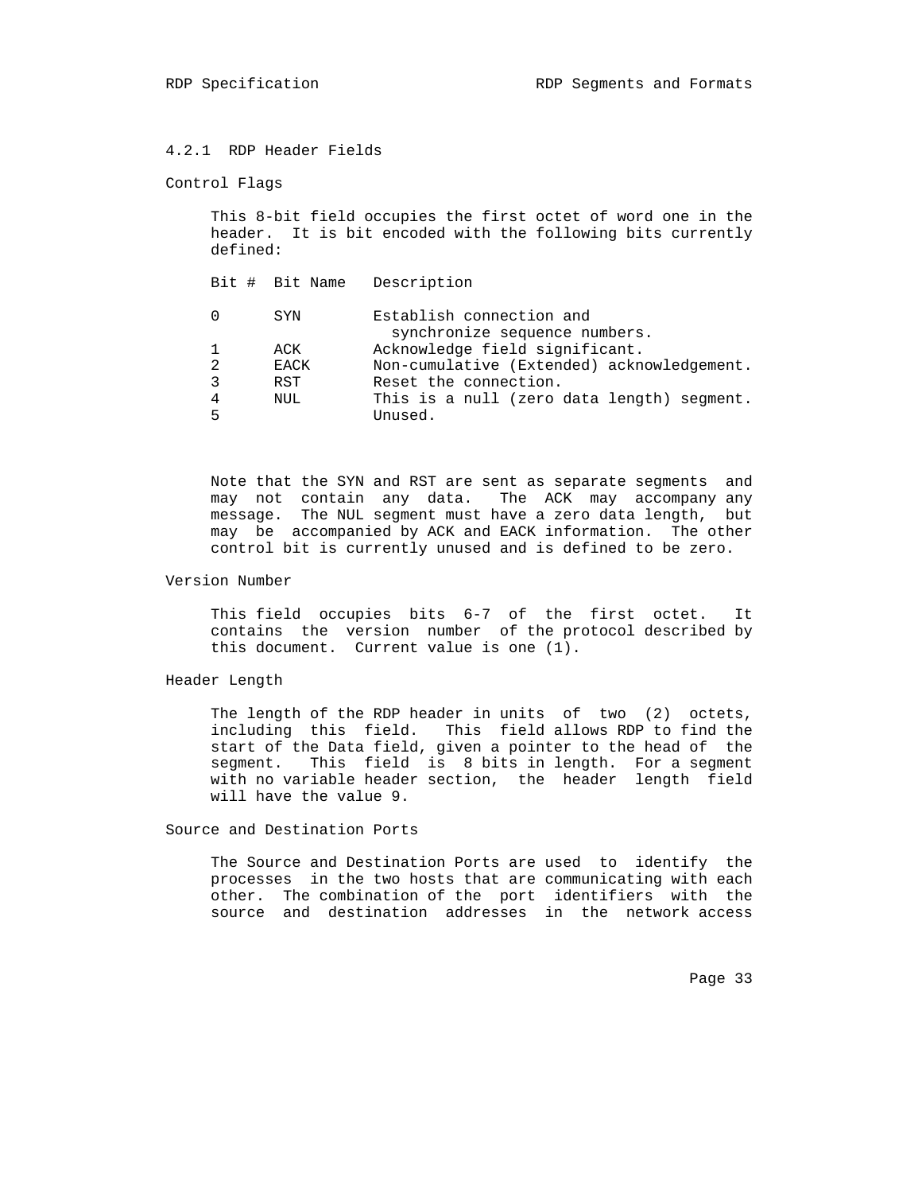### 4.2.1 RDP Header Fields

#### Control Flags

This 8-bit field occupies the first octet of word one in the header. It is bit encoded with the following bits currently defined:

| Bit # | Bit Name | Description |
| --- | --- | --- |
| 0 | SYN | Establish connection and synchronize sequence numbers. |
| 1 | ACK | Acknowledge field significant. |
| 2 | EACK | Non-cumulative (Extended) acknowledgement. |
| 3 | RST | Reset the connection. |
| 4 | NUL | This is a null (zero data length) segment. |
| 5 | | Unused. |

Note that the SYN and RST are sent as separate segments and may not contain any data. The ACK may accompany any message. The NUL segment must have a zero data length, but may be accompanied by ACK and EACK information. The other control bit is currently unused and is defined to be zero.

#### Version Number

This field occupies bits 6-7 of the first octet. It contains the version number of the protocol described by this document. Current value is one (1).

#### Header Length

The length of the RDP header in units of two (2) octets, including this field. This field allows RDP to find the start of the Data field, given a pointer to the head of the segment. This field is 8 bits in length. For a segment with no variable header section, the header length field will have the value 9.

#### Source and Destination Ports

The Source and Destination Ports are used to identify the processes in the two hosts that are communicating with each other. The combination of the port identifiers with the source and destination addresses in the network access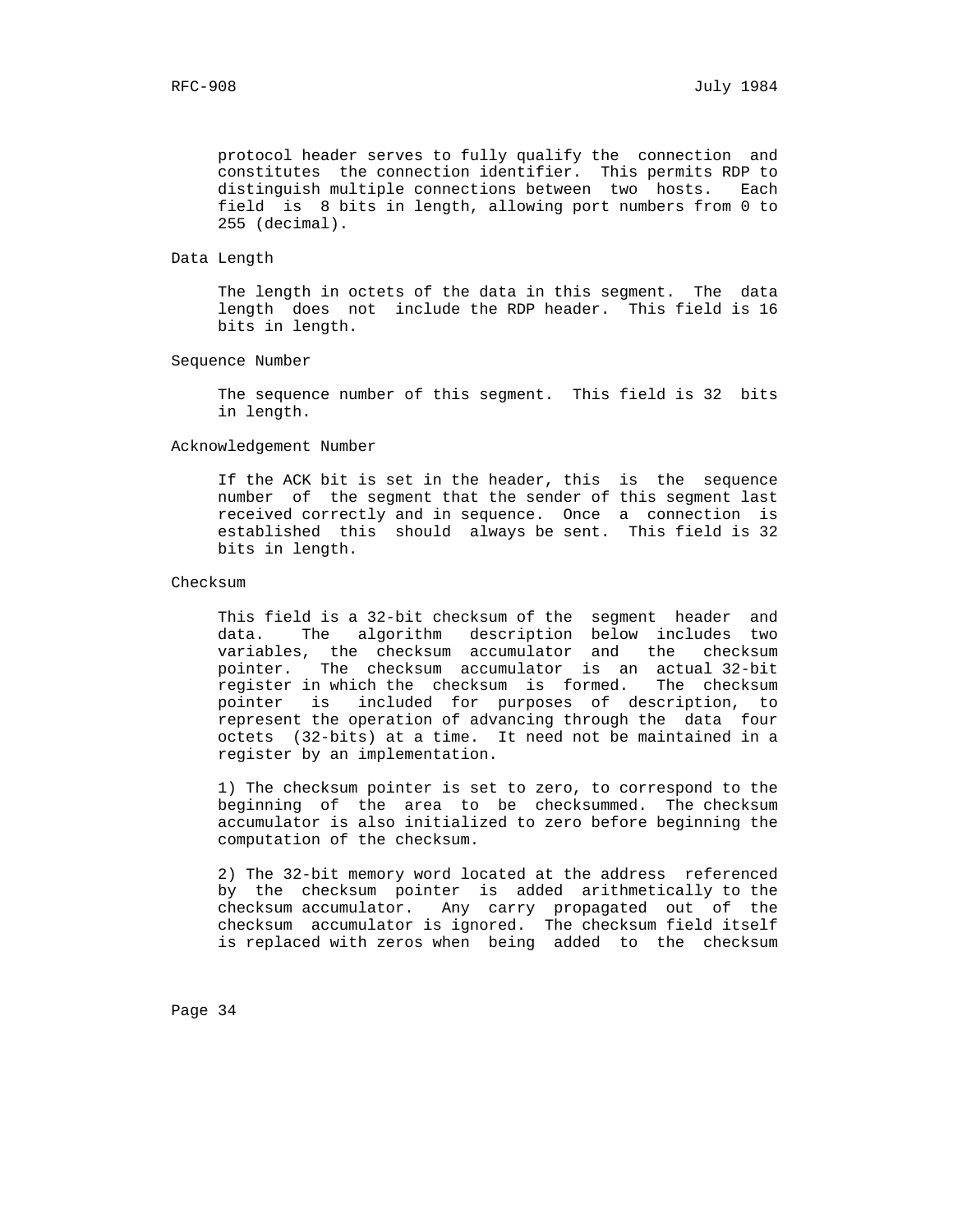protocol header serves to fully qualify the connection and constitutes the connection identifier. This permits RDP to distinguish multiple connections between two hosts. Each field is 8 bits in length, allowing port numbers from 0 to 255 (decimal).

Data Length

The length in octets of the data in this segment. The data length does not include the RDP header. This field is 16 bits in length.

Sequence Number

The sequence number of this segment. This field is 32 bits in length.

Acknowledgement Number

If the ACK bit is set in the header, this is the sequence number of the segment that the sender of this segment last received correctly and in sequence. Once a connection is established this should always be sent. This field is 32 bits in length.

Checksum

This field is a 32-bit checksum of the segment header and data. The algorithm description below includes two variables, the checksum accumulator and the checksum pointer. The checksum accumulator is an actual 32-bit register in which the checksum is formed. The checksum pointer is included for purposes of description, to represent the operation of advancing through the data four octets (32-bits) at a time. It need not be maintained in a register by an implementation.

1) The checksum pointer is set to zero, to correspond to the beginning of the area to be checksummed. The checksum accumulator is also initialized to zero before beginning the computation of the checksum.

2) The 32-bit memory word located at the address referenced by the checksum pointer is added arithmetically to the checksum accumulator. Any carry propagated out of the checksum accumulator is ignored. The checksum field itself is replaced with zeros when being added to the checksum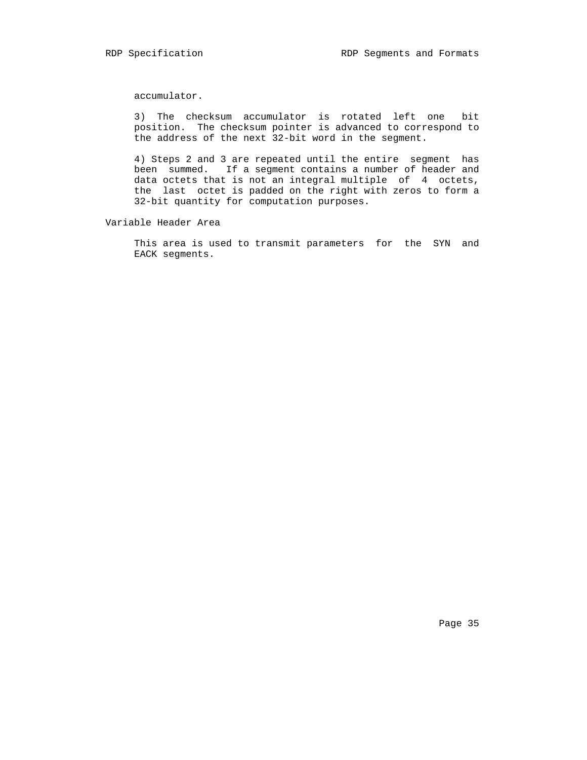accumulator.

3) The checksum accumulator is rotated left one bit position. The checksum pointer is advanced to correspond to the address of the next 32-bit word in the segment.

4) Steps 2 and 3 are repeated until the entire segment has been summed. If a segment contains a number of header and data octets that is not an integral multiple of 4 octets, the last octet is padded on the right with zeros to form a 32-bit quantity for computation purposes.

### Variable Header Area

This area is used to transmit parameters for the SYN and EACK segments.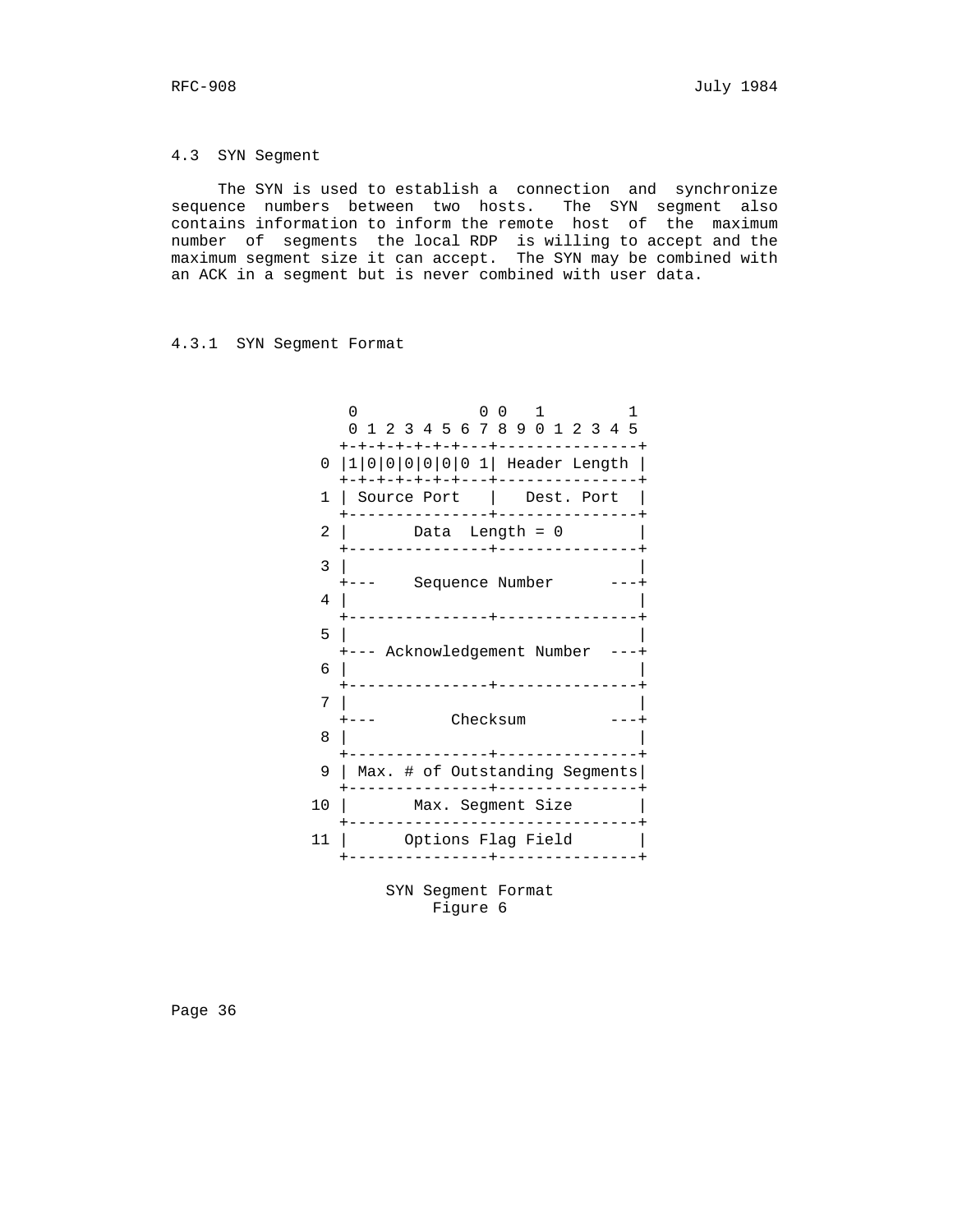### 4.3  SYN Segment

The SYN is used to establish a connection and synchronize sequence numbers between two hosts. The SYN segment also contains information to inform the remote host of the maximum number of segments the local RDP is willing to accept and the maximum segment size it can accept. The SYN may be combined with an ACK in a segment but is never combined with user data.

#### 4.3.1  SYN Segment Format

```
        0             0 0   1         1
        0 1 2 3 4 5 6 7 8 9 0 1 2 3 4 5
       +-+-+-+-+-+-+---+---------------+
     0 |1|0|0|0|0|0|0 1| Header Length |
       +-+-+-+-+-+-+---+---------------+
     1 | Source Port   |   Dest. Port  |
       +---------------+---------------+
     2 |       Data  Length = 0        |
       +---------------+---------------+
     3 |                               |
       +---    Sequence Number      ---+
     4 |                               |
       +---------------+---------------+
     5 |                               |
       +--- Acknowledgement Number  ---+
     6 |                               |
       +---------------+---------------+
     7 |                               |
       +---        Checksum         ---+
     8 |                               |
       +---------------+---------------+
     9 | Max. # of Outstanding Segments|
       +---------------+---------------+
    10 |       Max. Segment Size       |
       +-------------------------------+
    11 |      Options Flag Field       |
       +---------------+---------------+
```

SYN Segment Format
Figure 6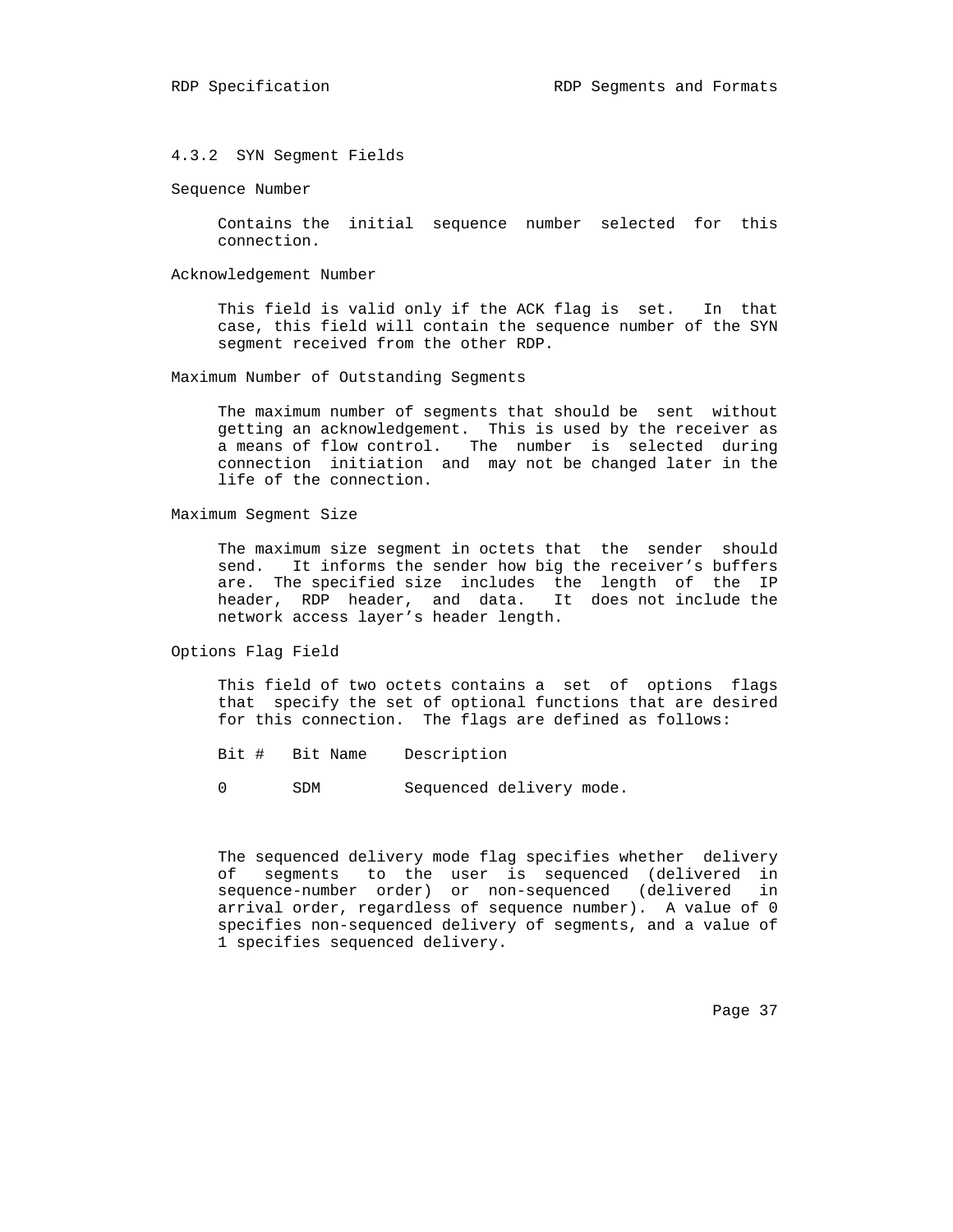### 4.3.2 SYN Segment Fields

Sequence Number

Contains the initial sequence number selected for this connection.

Acknowledgement Number

This field is valid only if the ACK flag is set. In that case, this field will contain the sequence number of the SYN segment received from the other RDP.

Maximum Number of Outstanding Segments

The maximum number of segments that should be sent without getting an acknowledgement. This is used by the receiver as a means of flow control. The number is selected during connection initiation and may not be changed later in the life of the connection.

Maximum Segment Size

The maximum size segment in octets that the sender should send. It informs the sender how big the receiver's buffers are. The specified size includes the length of the IP header, RDP header, and data. It does not include the network access layer's header length.

Options Flag Field

This field of two octets contains a set of options flags that specify the set of optional functions that are desired for this connection. The flags are defined as follows:

| Bit # | Bit Name | Description |
|---|---|---|
| 0 | SDM | Sequenced delivery mode. |

The sequenced delivery mode flag specifies whether delivery of segments to the user is sequenced (delivered in sequence-number order) or non-sequenced (delivered in arrival order, regardless of sequence number). A value of 0 specifies non-sequenced delivery of segments, and a value of 1 specifies sequenced delivery.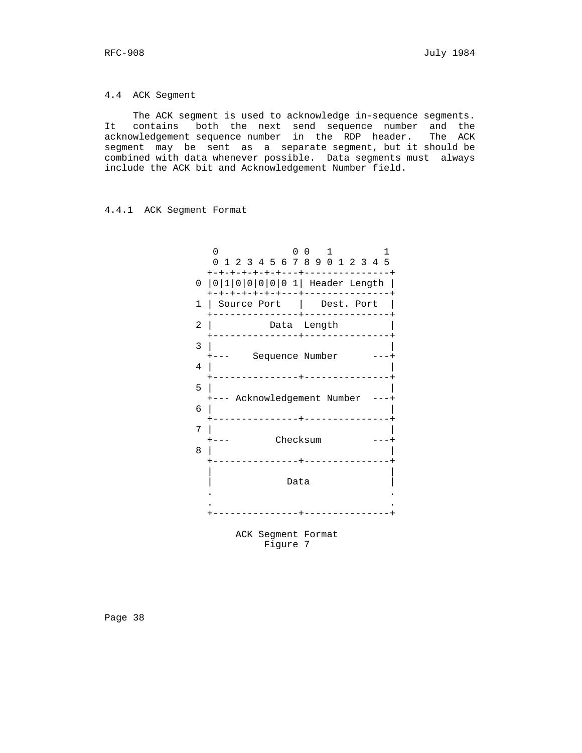## 4.4 ACK Segment

The ACK segment is used to acknowledge in-sequence segments. It contains both the next send sequence number and the acknowledgement sequence number in the RDP header. The ACK segment may be sent as a separate segment, but it should be combined with data whenever possible. Data segments must always include the ACK bit and Acknowledgement Number field.

### 4.4.1 ACK Segment Format

```
    0             0 0   1         1
    0 1 2 3 4 5 6 7 8 9 0 1 2 3 4 5
   +-+-+-+-+-+-+---+---------------+
 0 |0|1|0|0|0|0|0 1| Header Length |
   +-+-+-+-+-+-+---+---------------+
 1 | Source Port   |   Dest. Port  |
   +---------------+---------------+
 2 |          Data  Length         |
   +---------------+---------------+
 3 |                               |
   +---    Sequence Number      ---+
 4 |                               |
   +---------------+---------------+
 5 |                               |
   +--- Acknowledgement Number  ---+
 6 |                               |
   +---------------+---------------+
 7 |                               |
   +---        Checksum         ---+
 8 |                               |
   +---------------+---------------+
   |                               |
   |             Data              |
   .                               .
   .                               .
   +---------------+---------------+
```

ACK Segment Format
Figure 7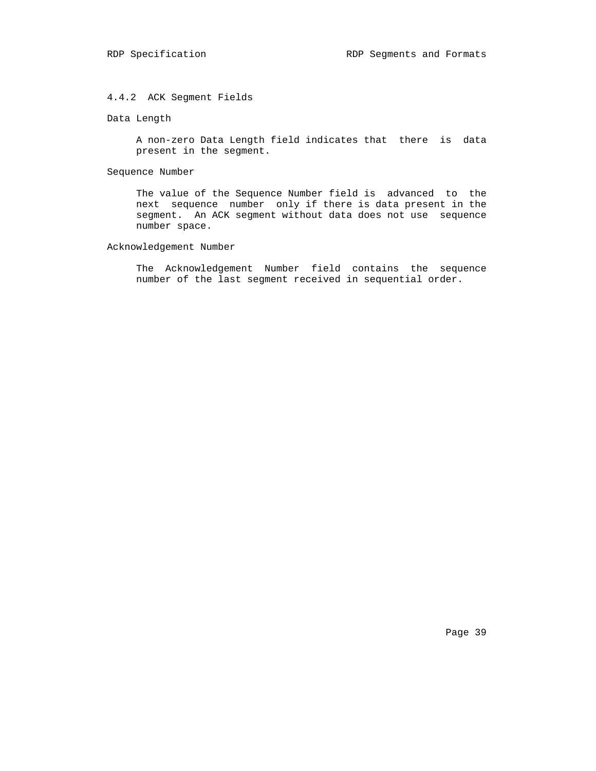### 4.4.2 ACK Segment Fields

Data Length

A non-zero Data Length field indicates that there is data present in the segment.

Sequence Number

The value of the Sequence Number field is advanced to the next sequence number only if there is data present in the segment. An ACK segment without data does not use sequence number space.

Acknowledgement Number

The Acknowledgement Number field contains the sequence number of the last segment received in sequential order.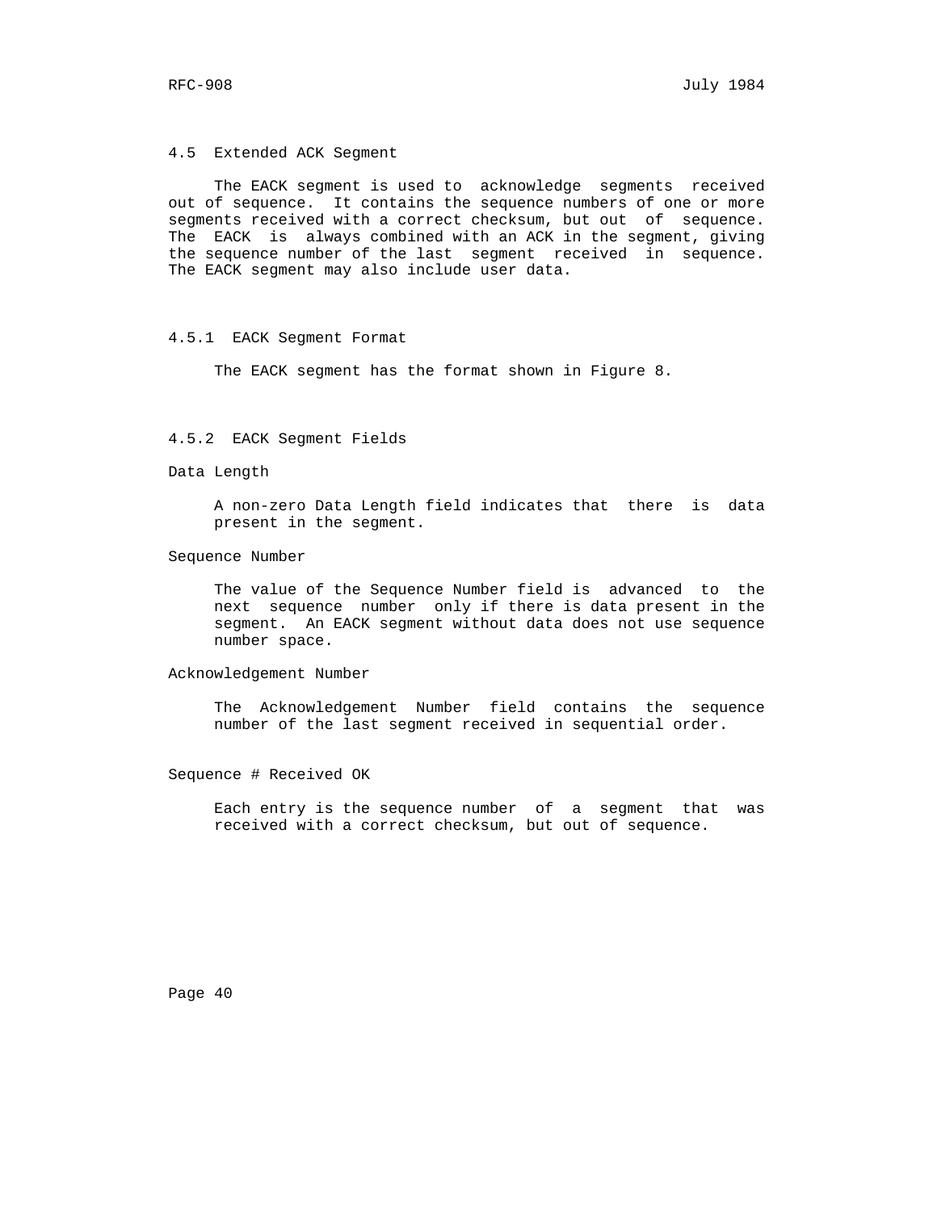## 4.5 Extended ACK Segment

The EACK segment is used to acknowledge segments received out of sequence. It contains the sequence numbers of one or more segments received with a correct checksum, but out of sequence. The EACK is always combined with an ACK in the segment, giving the sequence number of the last segment received in sequence. The EACK segment may also include user data.

### 4.5.1 EACK Segment Format

The EACK segment has the format shown in Figure 8.

### 4.5.2 EACK Segment Fields

Data Length

A non-zero Data Length field indicates that there is data present in the segment.

Sequence Number

The value of the Sequence Number field is advanced to the next sequence number only if there is data present in the segment. An EACK segment without data does not use sequence number space.

Acknowledgement Number

The Acknowledgement Number field contains the sequence number of the last segment received in sequential order.

Sequence # Received OK

Each entry is the sequence number of a segment that was received with a correct checksum, but out of sequence.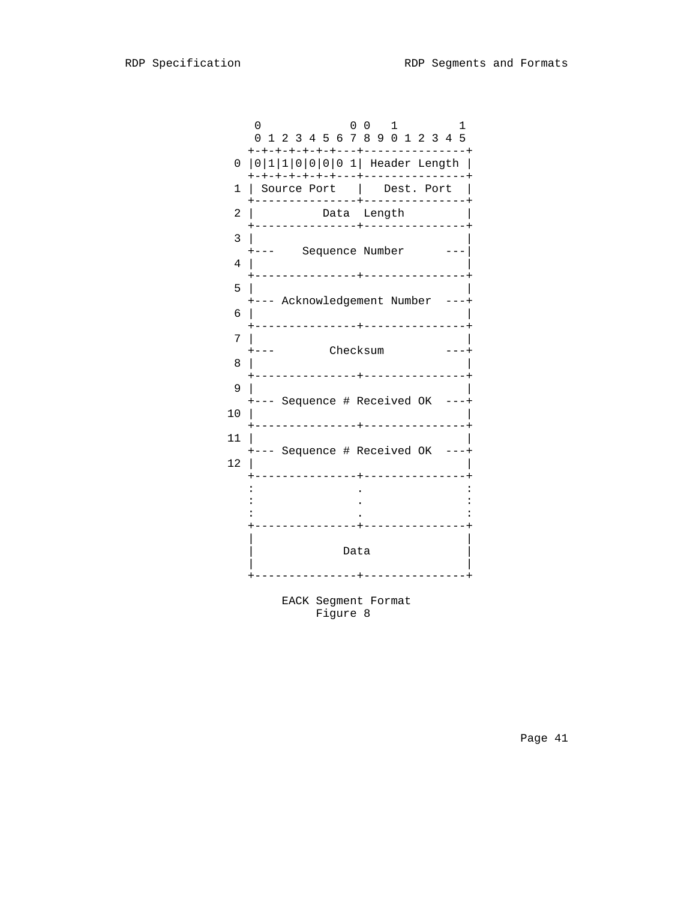```
                 0             0 0   1         1
                 0 1 2 3 4 5 6 7 8 9 0 1 2 3 4 5
                +-+-+-+-+-+-+---+---------------+
              0 |0|1|1|0|0|0|0 1| Header Length |
                +-+-+-+-+-+-+---+---------------+
              1 | Source Port   |   Dest. Port  |
                +---------------+---------------+
              2 |          Data  Length         |
                +---------------+---------------+
              3 |                               |
                +---    Sequence Number      ---|
              4 |                               |
                +---------------+---------------+
              5 |                               |
                +--- Acknowledgement Number  ---+
              6 |                               |
                +---------------+---------------+
              7 |                               |
                +---        Checksum         ---+
              8 |                               |
                +---------------+---------------+
              9 |                               |
                +--- Sequence # Received OK  ---+
             10 |                               |
                +---------------+---------------+
             11 |                               |
                +--- Sequence # Received OK  ---+
             12 |                               |
                +---------------+---------------+
                :               .               :
                :               .               :
                :               .               :
                +---------------+---------------+
                |                               |
                |             Data              |
                |                               |
                +---------------+---------------+
```

EACK Segment Format
Figure 8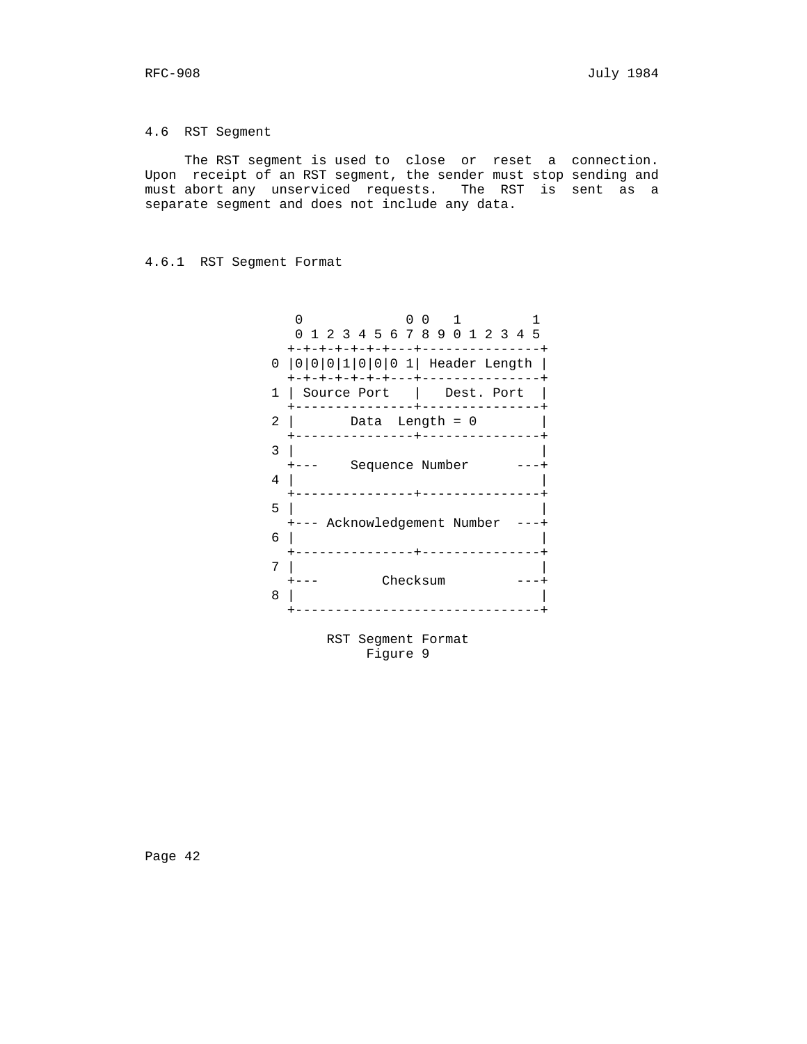## 4.6 RST Segment

The RST segment is used to close or reset a connection. Upon receipt of an RST segment, the sender must stop sending and must abort any unserviced requests. The RST is sent as a separate segment and does not include any data.

### 4.6.1 RST Segment Format

```
     0             0 0   1         1
     0 1 2 3 4 5 6 7 8 9 0 1 2 3 4 5
    +-+-+-+-+-+-+---+---------------+
  0 |0|0|0|1|0|0|0 1| Header Length |
    +-+-+-+-+-+-+---+---------------+
  1 | Source Port   |   Dest. Port  |
    +---------------+---------------+
  2 |       Data  Length = 0        |
    +---------------+---------------+
  3 |                               |
    +---    Sequence Number      ---+
  4 |                               |
    +---------------+---------------+
  5 |                               |
    +--- Acknowledgement Number  ---+
  6 |                               |
    +---------------+---------------+
  7 |                               |
    +---        Checksum         ---+
  8 |                               |
    +-------------------------------+
```

RST Segment Format
Figure 9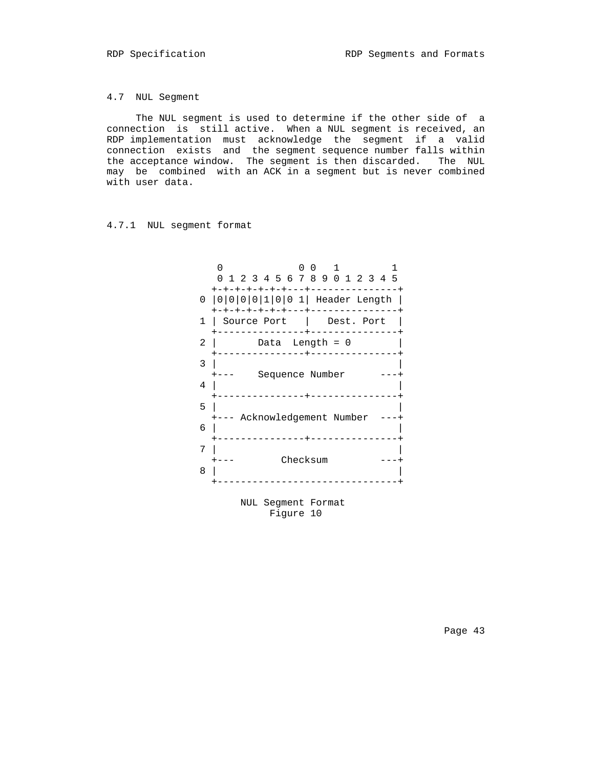## 4.7 NUL Segment

The NUL segment is used to determine if the other side of a connection is still active. When a NUL segment is received, an RDP implementation must acknowledge the segment if a valid connection exists and the segment sequence number falls within the acceptance window. The segment is then discarded. The NUL may be combined with an ACK in a segment but is never combined with user data.

### 4.7.1 NUL segment format

```
     0             0 0   1         1
     0 1 2 3 4 5 6 7 8 9 0 1 2 3 4 5
    +-+-+-+-+-+-+---+---------------+
  0 |0|0|0|0|1|0|0 1| Header Length |
    +-+-+-+-+-+-+---+---------------+
  1 | Source Port   |   Dest. Port  |
    +---------------+---------------+
  2 |       Data  Length = 0        |
    +---------------+---------------+
  3 |                               |
    +---    Sequence Number      ---+
  4 |                               |
    +---------------+---------------+
  5 |                               |
    +--- Acknowledgement Number  ---+
  6 |                               |
    +---------------+---------------+
  7 |                               |
    +---        Checksum         ---+
  8 |                               |
    +-------------------------------+
```

NUL Segment Format
Figure 10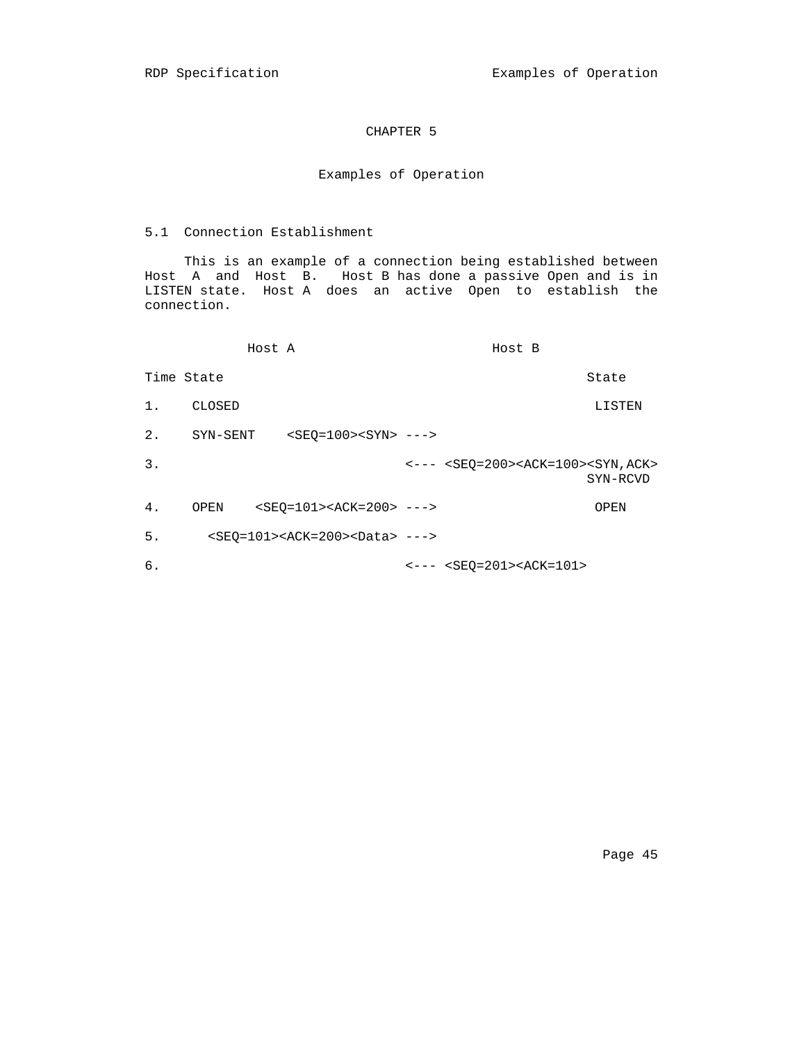# CHAPTER 5

## Examples of Operation

### 5.1 Connection Establishment

This is an example of a connection being established between Host A and Host B. Host B has done a passive Open and is in LISTEN state. Host A does an active Open to establish the connection.

```
             Host A                          Host B

Time State                                         State

1.    CLOSED                                        LISTEN

2.    SYN-SENT    <SEQ=100><SYN> --->

3.                               <--- <SEQ=200><ACK=100><SYN,ACK>
                                                   SYN-RCVD

4.    OPEN    <SEQ=101><ACK=200> --->               OPEN

5.      <SEQ=101><ACK=200><Data> --->

6.                               <--- <SEQ=201><ACK=101>
```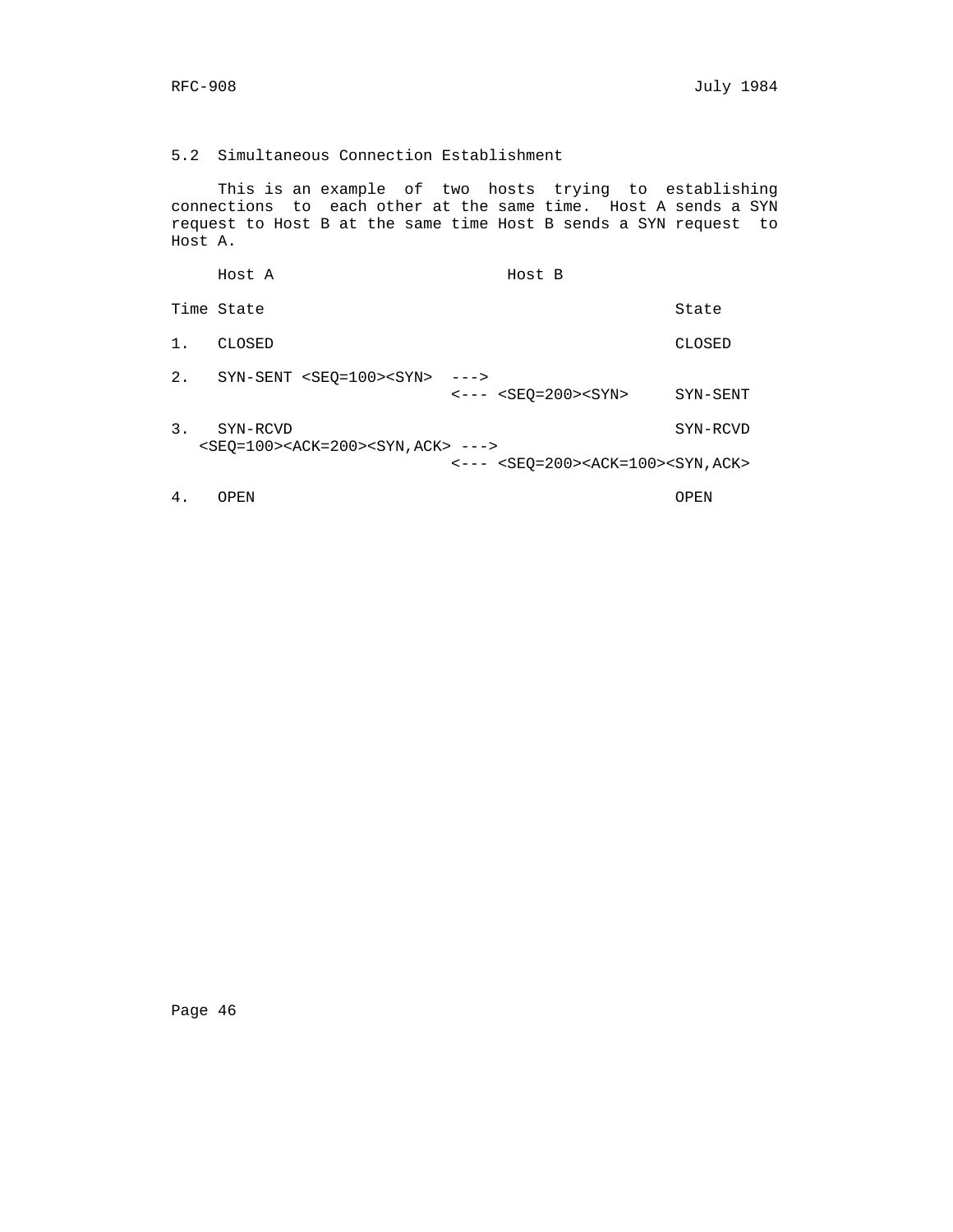## 5.2 Simultaneous Connection Establishment

This is an example of two hosts trying to establishing connections to each other at the same time. Host A sends a SYN request to Host B at the same time Host B sends a SYN request to Host A.

```
     Host A                         Host B

Time State                                            State

1.   CLOSED                                           CLOSED

2.   SYN-SENT <SEQ=100><SYN>  --->
                             <--- <SEQ=200><SYN>     SYN-SENT

3.   SYN-RCVD                                         SYN-RCVD
   <SEQ=100><ACK=200><SYN,ACK> --->
                             <--- <SEQ=200><ACK=100><SYN,ACK>

4.   OPEN                                             OPEN
```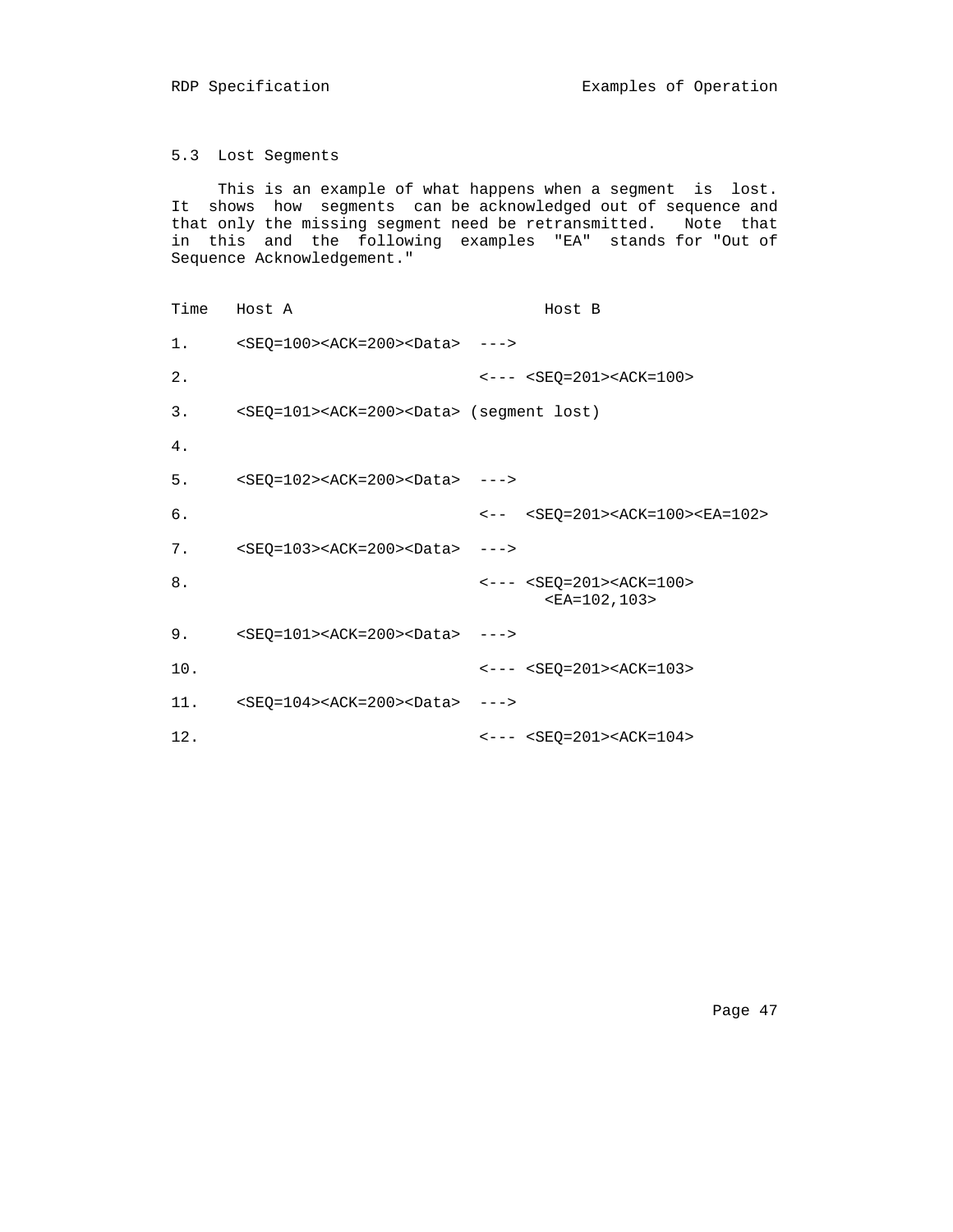### 5.3 Lost Segments

This is an example of what happens when a segment is lost. It shows how segments can be acknowledged out of sequence and that only the missing segment need be retransmitted. Note that in this and the following examples "EA" stands for "Out of Sequence Acknowledgement."

```
Time   Host A                             Host B

1.     <SEQ=100><ACK=200><Data>  --->

2.                               <--- <SEQ=201><ACK=100>

3.     <SEQ=101><ACK=200><Data> (segment lost)

4.

5.     <SEQ=102><ACK=200><Data>  --->

6.                               <--  <SEQ=201><ACK=100><EA=102>

7.     <SEQ=103><ACK=200><Data>  --->

8.                               <--- <SEQ=201><ACK=100>
                                        <EA=102,103>

9.     <SEQ=101><ACK=200><Data>  --->

10.                              <--- <SEQ=201><ACK=103>

11.    <SEQ=104><ACK=200><Data>  --->

12.                              <--- <SEQ=201><ACK=104>
```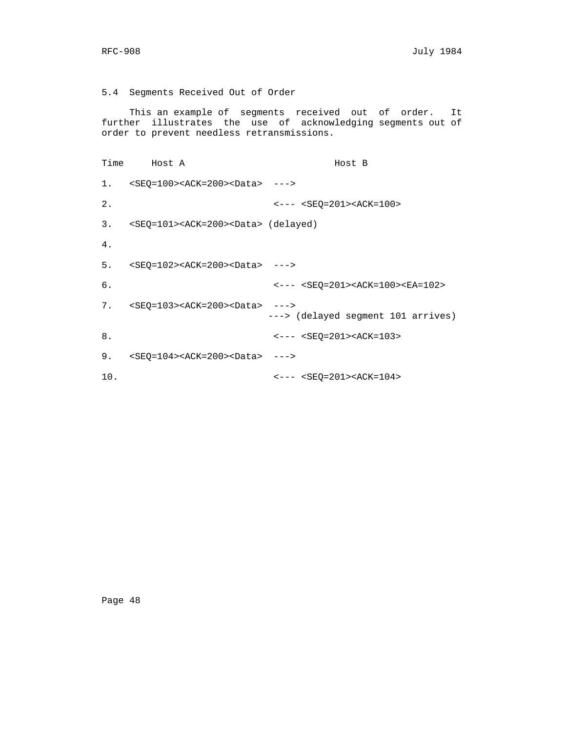### 5.4 Segments Received Out of Order

This an example of segments received out of order. It further illustrates the use of acknowledging segments out of order to prevent needless retransmissions.

```
Time     Host A                           Host B

1.   <SEQ=100><ACK=200><Data>  --->

2.                             <--- <SEQ=201><ACK=100>

3.   <SEQ=101><ACK=200><Data> (delayed)

4.

5.   <SEQ=102><ACK=200><Data>  --->

6.                             <--- <SEQ=201><ACK=100><EA=102>

7.   <SEQ=103><ACK=200><Data>  --->
                              ---> (delayed segment 101 arrives)

8.                             <--- <SEQ=201><ACK=103>

9.   <SEQ=104><ACK=200><Data>  --->

10.                            <--- <SEQ=201><ACK=104>
```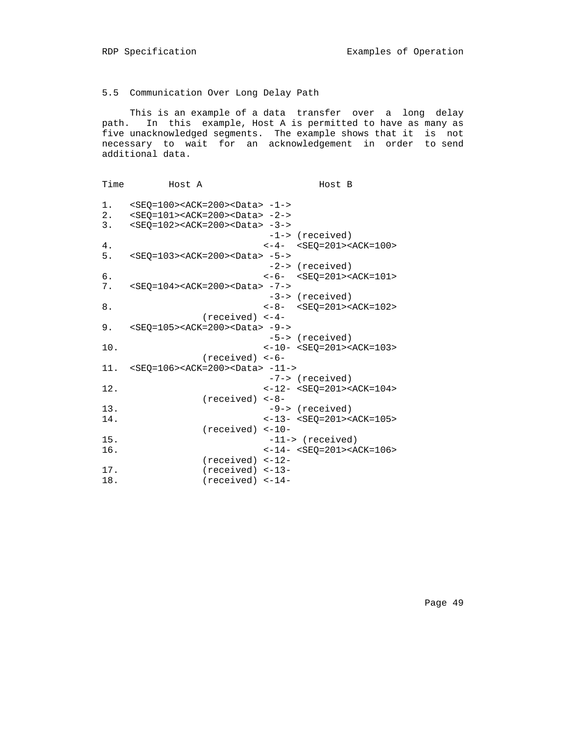## 5.5 Communication Over Long Delay Path

This is an example of a data transfer over a long delay path. In this example, Host A is permitted to have as many as five unacknowledged segments. The example shows that it is not necessary to wait for an acknowledgement in order to send additional data.

```
Time        Host A                      Host B

1.   <SEQ=100><ACK=200><Data> -1->
2.   <SEQ=101><ACK=200><Data> -2->
3.   <SEQ=102><ACK=200><Data> -3->
                               -1-> (received)
4.                            <-4-  <SEQ=201><ACK=100>
5.   <SEQ=103><ACK=200><Data> -5->
                               -2-> (received)
6.                            <-6-  <SEQ=201><ACK=101>
7.   <SEQ=104><ACK=200><Data> -7->
                               -3-> (received)
8.                            <-8-  <SEQ=201><ACK=102>
                  (received) <-4-
9.   <SEQ=105><ACK=200><Data> -9->
                               -5-> (received)
10.                           <-10- <SEQ=201><ACK=103>
                  (received) <-6-
11.  <SEQ=106><ACK=200><Data> -11->
                               -7-> (received)
12.                           <-12- <SEQ=201><ACK=104>
                  (received) <-8-
13.                            -9-> (received)
14.                           <-13- <SEQ=201><ACK=105>
                  (received) <-10-
15.                            -11-> (received)
16.                           <-14- <SEQ=201><ACK=106>
                  (received) <-12-
17.               (received) <-13-
18.               (received) <-14-
```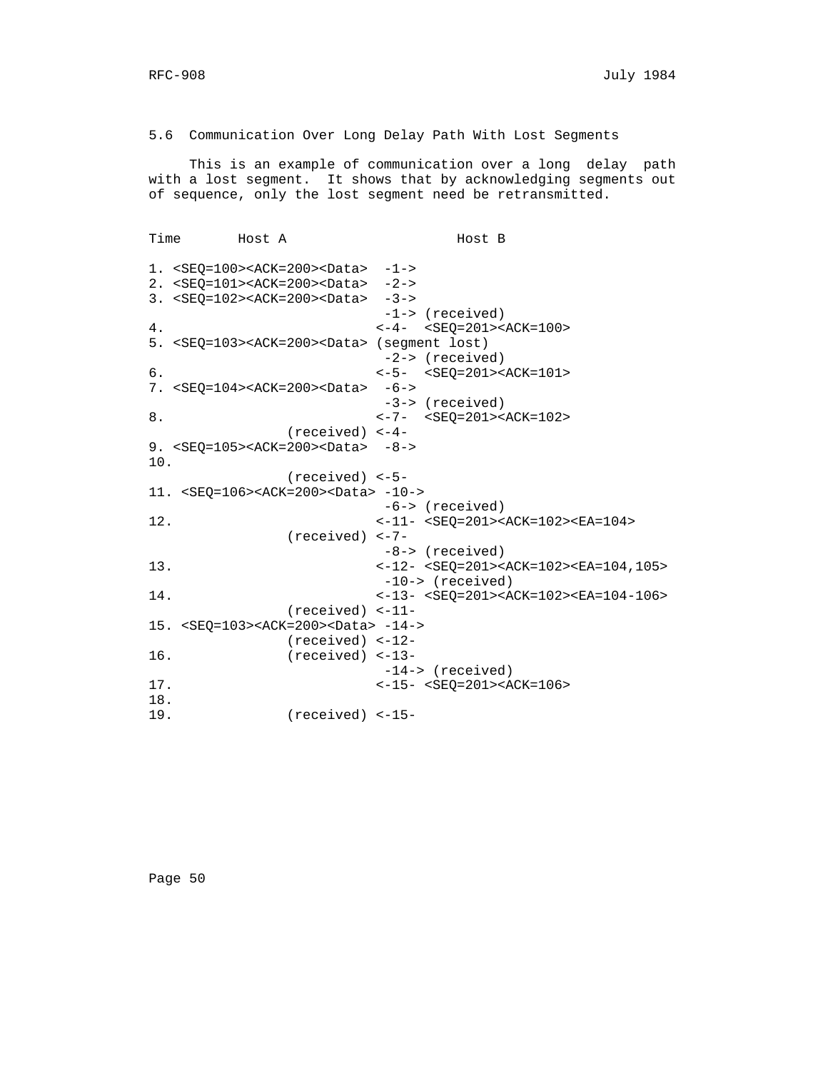## 5.6 Communication Over Long Delay Path With Lost Segments

This is an example of communication over a long delay path with a lost segment. It shows that by acknowledging segments out of sequence, only the lost segment need be retransmitted.

```
Time       Host A                      Host B

1. <SEQ=100><ACK=200><Data>  -1->
2. <SEQ=101><ACK=200><Data>  -2->
3. <SEQ=102><ACK=200><Data>  -3->
                              -1-> (received)
4.                           <-4-  <SEQ=201><ACK=100>
5. <SEQ=103><ACK=200><Data> (segment lost)
                              -2-> (received)
6.                           <-5-  <SEQ=201><ACK=101>
7. <SEQ=104><ACK=200><Data>  -6->
                              -3-> (received)
8.                           <-7-  <SEQ=201><ACK=102>
                (received) <-4-
9. <SEQ=105><ACK=200><Data>  -8->
10.
                (received) <-5-
11. <SEQ=106><ACK=200><Data> -10->
                              -6-> (received)
12.                          <-11- <SEQ=201><ACK=102><EA=104>
                (received) <-7-
                              -8-> (received)
13.                          <-12- <SEQ=201><ACK=102><EA=104,105>
                              -10-> (received)
14.                          <-13- <SEQ=201><ACK=102><EA=104-106>
                (received) <-11-
15. <SEQ=103><ACK=200><Data> -14->
                (received) <-12-
16.             (received) <-13-
                              -14-> (received)
17.                          <-15- <SEQ=201><ACK=106>
18.
19.             (received) <-15-
```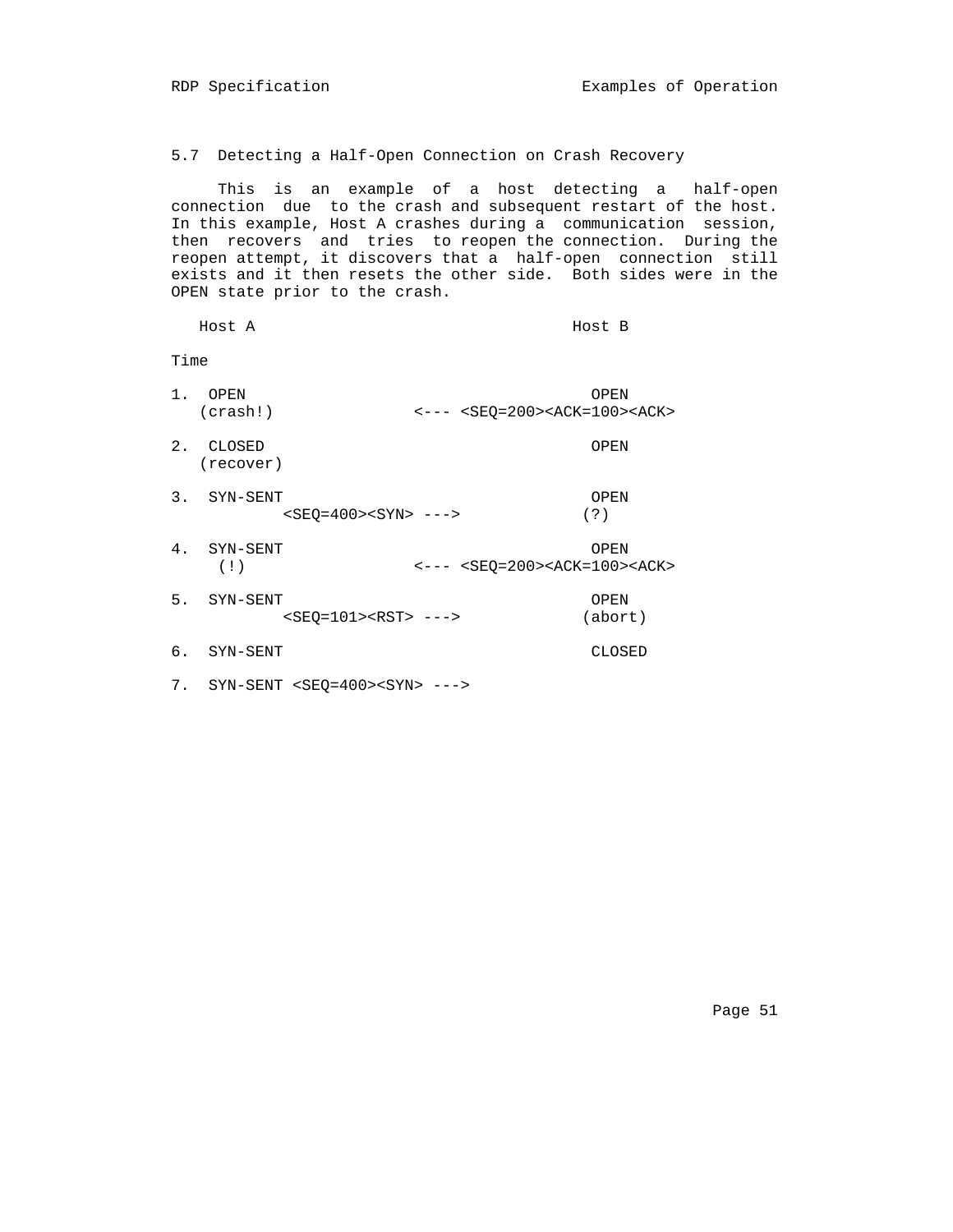### 5.7 Detecting a Half-Open Connection on Crash Recovery

This is an example of a host detecting a half-open connection due to the crash and subsequent restart of the host. In this example, Host A crashes during a communication session, then recovers and tries to reopen the connection. During the reopen attempt, it discovers that a half-open connection still exists and it then resets the other side. Both sides were in the OPEN state prior to the crash.

```
   Host A                                 Host B

Time

1.  OPEN                                   OPEN
   (crash!)              <--- <SEQ=200><ACK=100><ACK>

2.  CLOSED                                 OPEN
   (recover)

3.  SYN-SENT                               OPEN
            <SEQ=400><SYN> --->           (?)

4.  SYN-SENT                               OPEN
     (!)                 <--- <SEQ=200><ACK=100><ACK>

5.  SYN-SENT                               OPEN
            <SEQ=101><RST> --->           (abort)

6.  SYN-SENT                               CLOSED

7.  SYN-SENT <SEQ=400><SYN> --->
```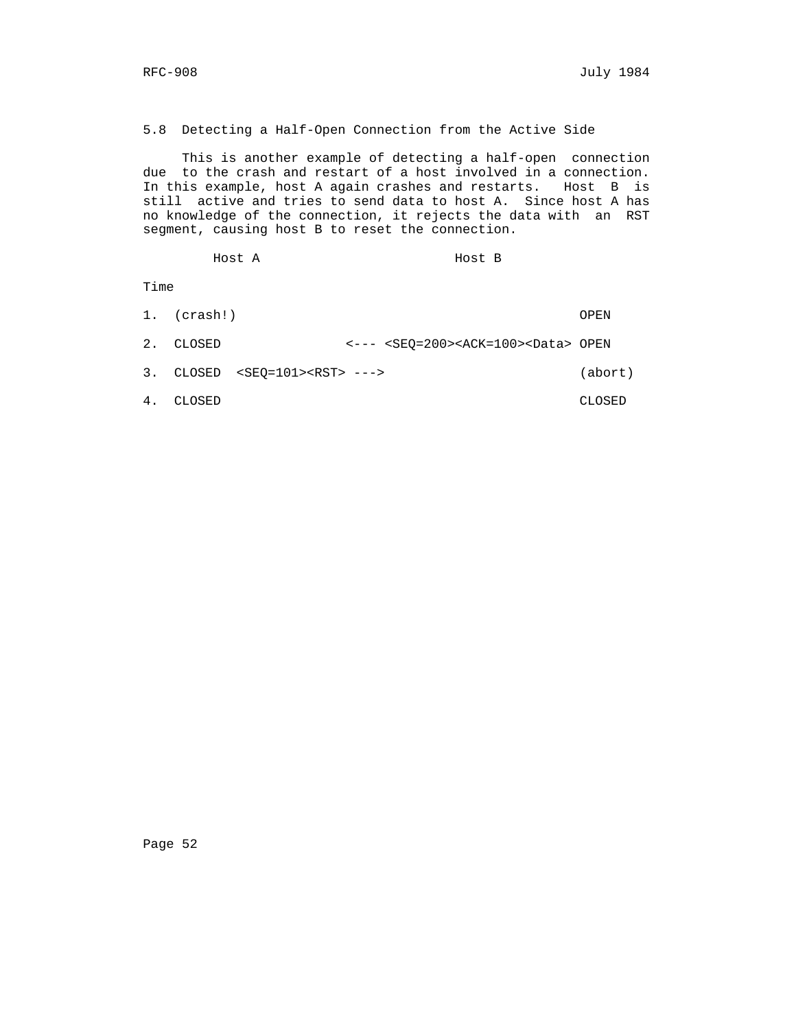## 5.8 Detecting a Half-Open Connection from the Active Side

This is another example of detecting a half-open connection due to the crash and restart of a host involved in a connection. In this example, host A again crashes and restarts. Host B is still active and tries to send data to host A. Since host A has no knowledge of the connection, it rejects the data with an RST segment, causing host B to reset the connection.

```
        Host A                          Host B

Time

1.  (crash!)                                            OPEN

2.  CLOSED                <--- <SEQ=200><ACK=100><Data> OPEN

3.  CLOSED  <SEQ=101><RST> --->                         (abort)

4.  CLOSED                                              CLOSED
```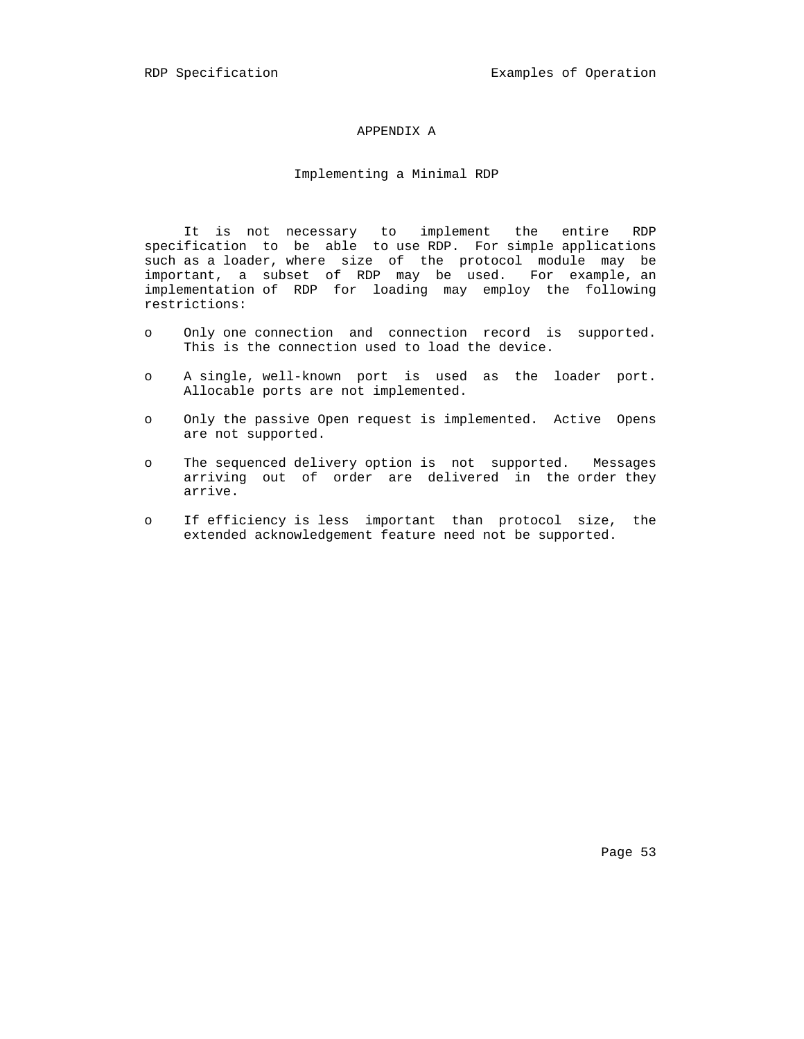# APPENDIX A

## Implementing a Minimal RDP

It is not necessary to implement the entire RDP specification to be able to use RDP. For simple applications such as a loader, where size of the protocol module may be important, a subset of RDP may be used. For example, an implementation of RDP for loading may employ the following restrictions:

- Only one connection and connection record is supported. This is the connection used to load the device.

- A single, well-known port is used as the loader port. Allocable ports are not implemented.

- Only the passive Open request is implemented. Active Opens are not supported.

- The sequenced delivery option is not supported. Messages arriving out of order are delivered in the order they arrive.

- If efficiency is less important than protocol size, the extended acknowledgement feature need not be supported.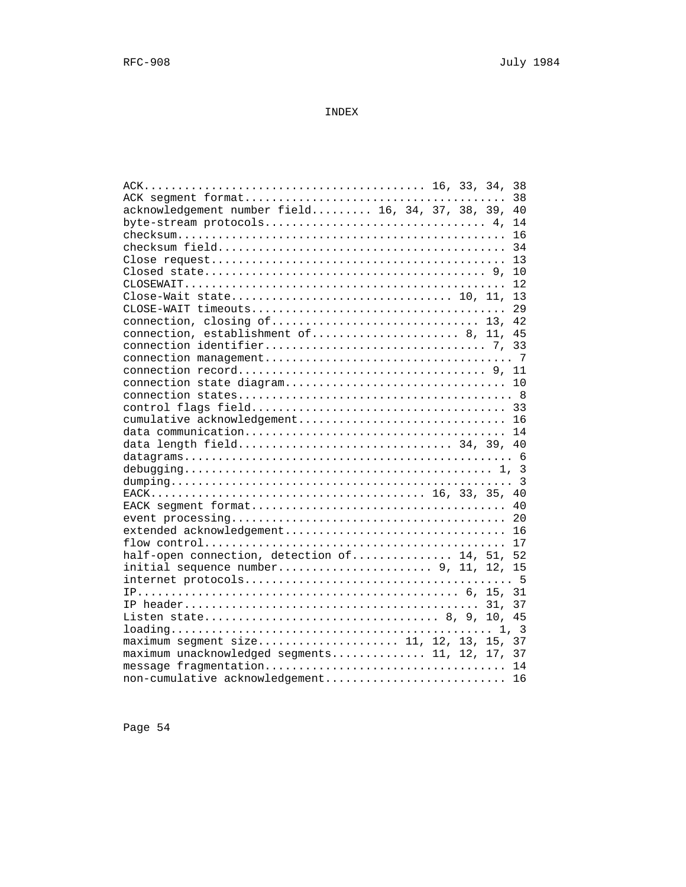# INDEX

```
ACK........................................ 16, 33, 34, 38
ACK segment format...................................... 38
acknowledgement number field......... 16, 34, 37, 38, 39, 40
byte-stream protocols................................. 4, 14
checksum............................................... 16
checksum field......................................... 34
Close request.......................................... 13
Closed state......................................... 9, 10
CLOSEWAIT.............................................. 12
Close-Wait state................................ 10, 11, 13
CLOSE-WAIT timeouts..................................... 29
connection, closing of.............................. 13, 42
connection, establishment of...................... 8, 11, 45
connection identifier................................ 7, 33
connection management................................... 7
connection record.................................... 9, 11
connection state diagram............................... 10
connection states....................................... 8
control flags field.................................... 33
cumulative acknowledgement............................. 16
data communication..................................... 14
data length field............................... 34, 39, 40
datagrams............................................... 6
debugging............................................ 1, 3
dumping................................................. 3
EACK...................................... 16, 33, 35, 40
EACK segment format.................................... 40
event processing....................................... 20
extended acknowledgement............................... 16
flow control........................................... 17
half-open connection, detection of............... 14, 51, 52
initial sequence number...................... 9, 11, 12, 15
internet protocols...................................... 5
IP............................................. 6, 15, 31
IP header............................................ 31, 37
Listen state................................. 8, 9, 10, 45
loading.............................................. 1, 3
maximum segment size.................... 11, 12, 13, 15, 37
maximum unacknowledged segments............. 11, 12, 17, 37
message fragmentation.................................. 14
non-cumulative acknowledgement......................... 16
```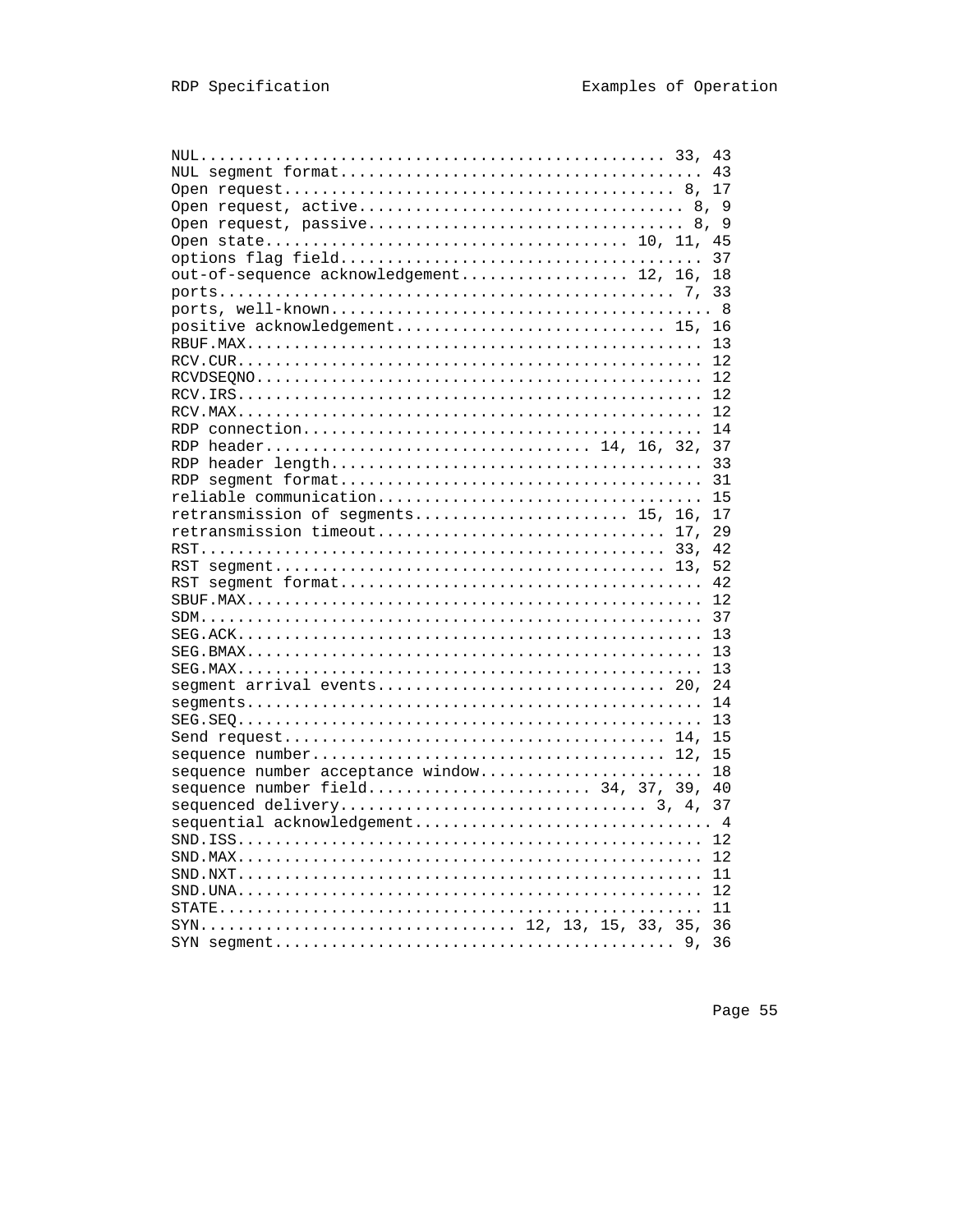```
NUL................................................ 33, 43
NUL segment format..................................... 43
Open request......................................... 8, 17
Open request, active.................................. 8, 9
Open request, passive................................. 8, 9
Open state..................................... 10, 11, 45
options flag field..................................... 37
out-of-sequence acknowledgement................. 12, 16, 18
ports................................................ 7, 33
ports, well-known........................................ 8
positive acknowledgement............................ 15, 16
RBUF.MAX............................................... 13
RCV.CUR................................................ 12
RCVDSEQNO.............................................. 12
RCV.IRS................................................ 12
RCV.MAX................................................ 12
RDP connection......................................... 14
RDP header................................ 14, 16, 32, 37
RDP header length...................................... 33
RDP segment format..................................... 31
reliable communication................................. 15
retransmission of segments...................... 15, 16, 17
retransmission timeout.............................. 17, 29
RST................................................ 33, 42
RST segment........................................ 13, 52
RST segment format..................................... 42
SBUF.MAX............................................... 12
SDM.................................................... 37
SEG.ACK................................................ 13
SEG.BMAX............................................... 13
SEG.MAX................................................ 13
segment arrival events.............................. 20, 24
segments............................................... 14
SEG.SEQ................................................ 13
Send request........................................ 14, 15
sequence number..................................... 12, 15
sequence number acceptance window...................... 18
sequence number field...................... 34, 37, 39, 40
sequenced delivery............................... 3, 4, 37
sequential acknowledgement.............................. 4
SND.ISS................................................ 12
SND.MAX................................................ 12
SND.NXT................................................ 11
SND.UNA................................................ 12
STATE.................................................. 11
SYN................................ 12, 13, 15, 33, 35, 36
SYN segment.......................................... 9, 36
```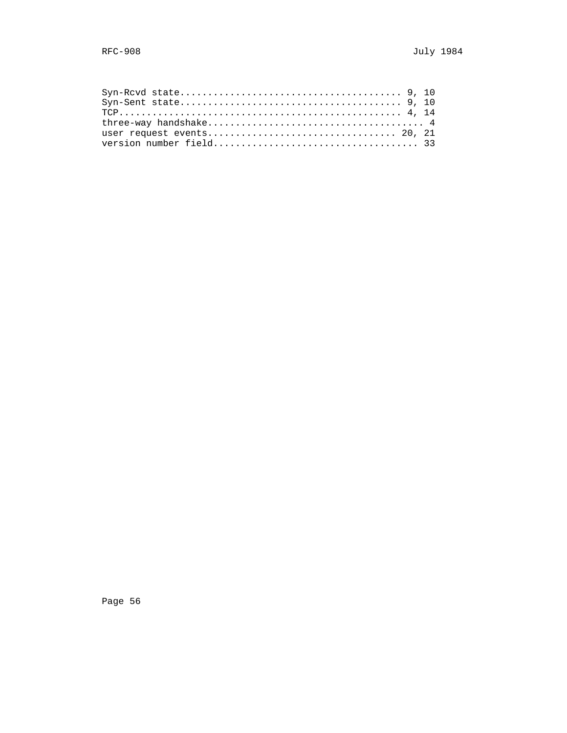```
Syn-Rcvd state....................................... 9, 10
Syn-Sent state....................................... 9, 10
TCP.................................................. 4, 14
three-way handshake..................................... 4
user request events................................. 20, 21
version number field.................................... 33
```